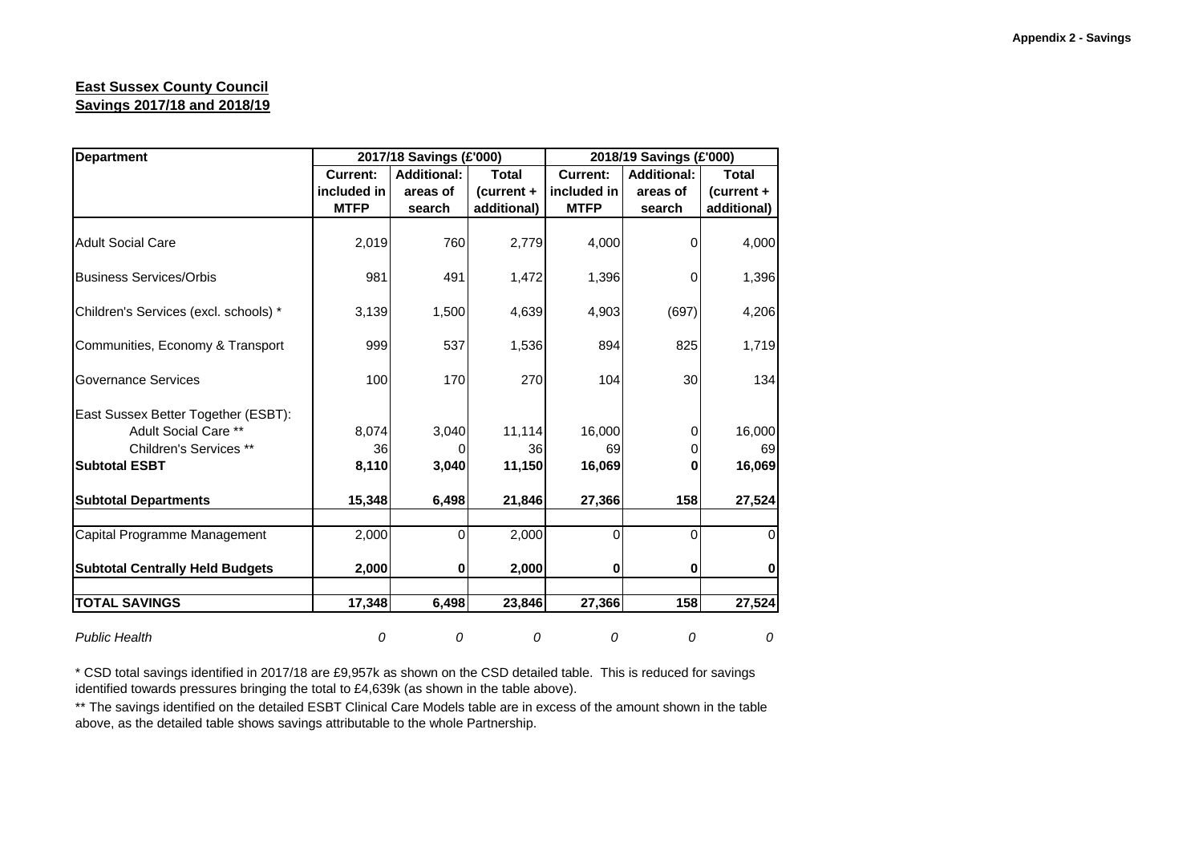Appendix 2 - Savings

**East Sussex County Council**
**Savings 2017/18 and 2018/19**

| Department | 2017/18 Savings (£'000) | | | 2018/19 Savings (£'000) | | |
|---|---|---|---|---|---|---|
| | Current: included in MTFP | Additional: areas of search | Total (current + additional) | Current: included in MTFP | Additional: areas of search | Total (current + additional) |
| Adult Social Care | 2,019 | 760 | 2,779 | 4,000 | 0 | 4,000 |
| Business Services/Orbis | 981 | 491 | 1,472 | 1,396 | 0 | 1,396 |
| Children's Services (excl. schools) * | 3,139 | 1,500 | 4,639 | 4,903 | (697) | 4,206 |
| Communities, Economy & Transport | 999 | 537 | 1,536 | 894 | 825 | 1,719 |
| Governance Services | 100 | 170 | 270 | 104 | 30 | 134 |
| East Sussex Better Together (ESBT): | | | | | | |
| Adult Social Care ** | 8,074 | 3,040 | 11,114 | 16,000 | 0 | 16,000 |
| Children's Services ** | 36 | 0 | 36 | 69 | 0 | 69 |
| **Subtotal ESBT** | **8,110** | **3,040** | **11,150** | **16,069** | **0** | **16,069** |
| **Subtotal Departments** | **15,348** | **6,498** | **21,846** | **27,366** | **158** | **27,524** |
| Capital Programme Management | 2,000 | 0 | 2,000 | 0 | 0 | 0 |
| **Subtotal Centrally Held Budgets** | **2,000** | **0** | **2,000** | **0** | **0** | **0** |
| **TOTAL SAVINGS** | **17,348** | **6,498** | **23,846** | **27,366** | **158** | **27,524** |
| *Public Health* | *0* | *0* | *0* | *0* | *0* | *0* |

\* CSD total savings identified in 2017/18 are £9,957k as shown on the CSD detailed table. This is reduced for savings identified towards pressures bringing the total to £4,639k (as shown in the table above).

** The savings identified on the detailed ESBT Clinical Care Models table are in excess of the amount shown in the table above, as the detailed table shows savings attributable to the whole Partnership.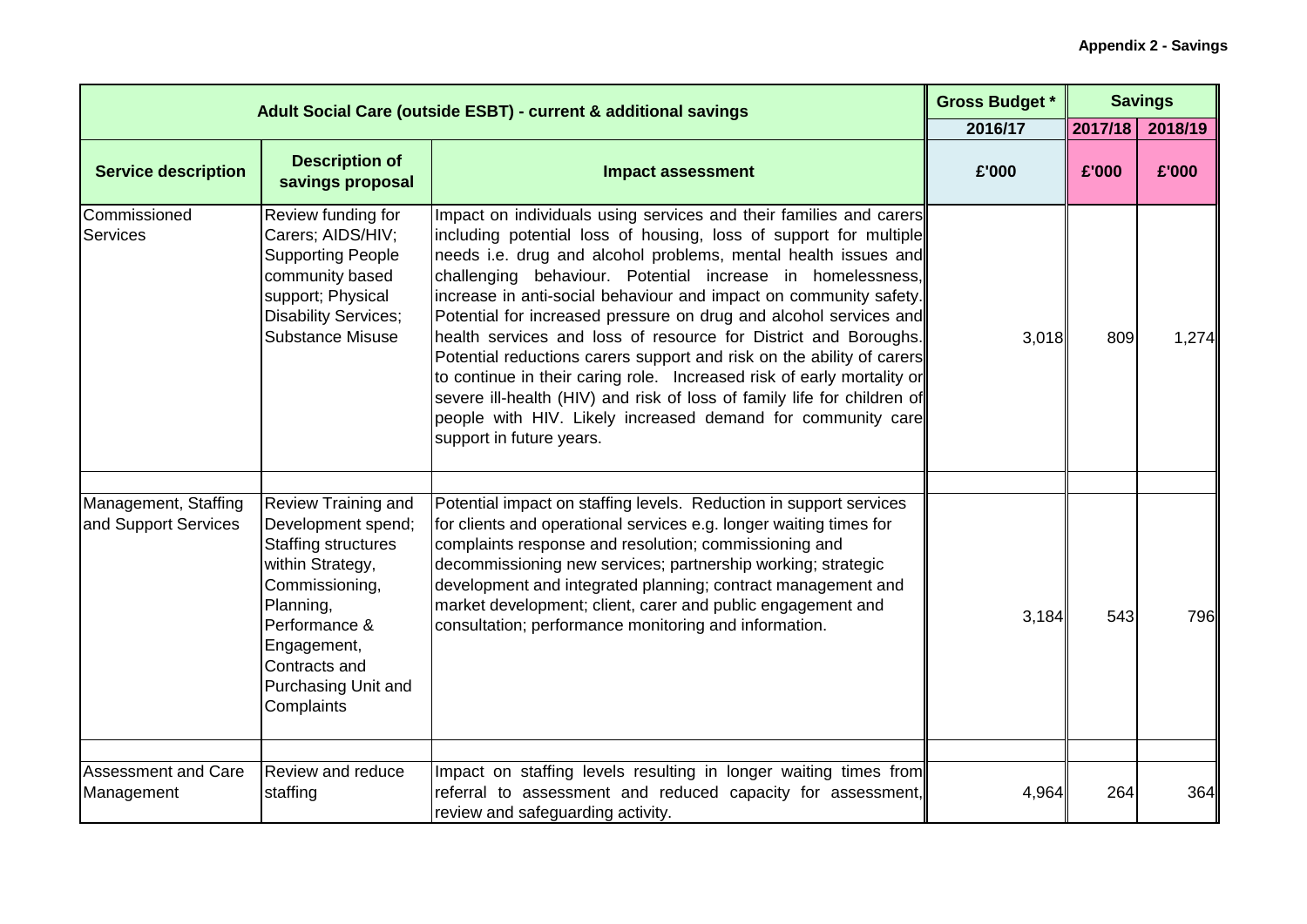**Appendix 2 - Savings**

| Adult Social Care (outside ESBT) - current & additional savings | | | Gross Budget * | Savings | |
|---|---|---|---|---|---|
| | | | 2016/17 | 2017/18 | 2018/19 |
| **Service description** | **Description of savings proposal** | **Impact assessment** | **£'000** | **£'000** | **£'000** |
| Commissioned Services | Review funding for Carers; AIDS/HIV; Supporting People community based support; Physical Disability Services; Substance Misuse | Impact on individuals using services and their families and carers including potential loss of housing, loss of support for multiple needs i.e. drug and alcohol problems, mental health issues and challenging behaviour. Potential increase in homelessness, increase in anti-social behaviour and impact on community safety. Potential for increased pressure on drug and alcohol services and health services and loss of resource for District and Boroughs. Potential reductions carers support and risk on the ability of carers to continue in their caring role. Increased risk of early mortality or severe ill-health (HIV) and risk of loss of family life for children of people with HIV. Likely increased demand for community care support in future years. | 3,018 | 809 | 1,274 |
| | | | | | |
| Management, Staffing and Support Services | Review Training and Development spend; Staffing structures within Strategy, Commissioning, Planning, Performance & Engagement, Contracts and Purchasing Unit and Complaints | Potential impact on staffing levels. Reduction in support services for clients and operational services e.g. longer waiting times for complaints response and resolution; commissioning and decommissioning new services; partnership working; strategic development and integrated planning; contract management and market development; client, carer and public engagement and consultation; performance monitoring and information. | 3,184 | 543 | 796 |
| | | | | | |
| Assessment and Care Management | Review and reduce staffing | Impact on staffing levels resulting in longer waiting times from referral to assessment and reduced capacity for assessment, review and safeguarding activity. | 4,964 | 264 | 364 |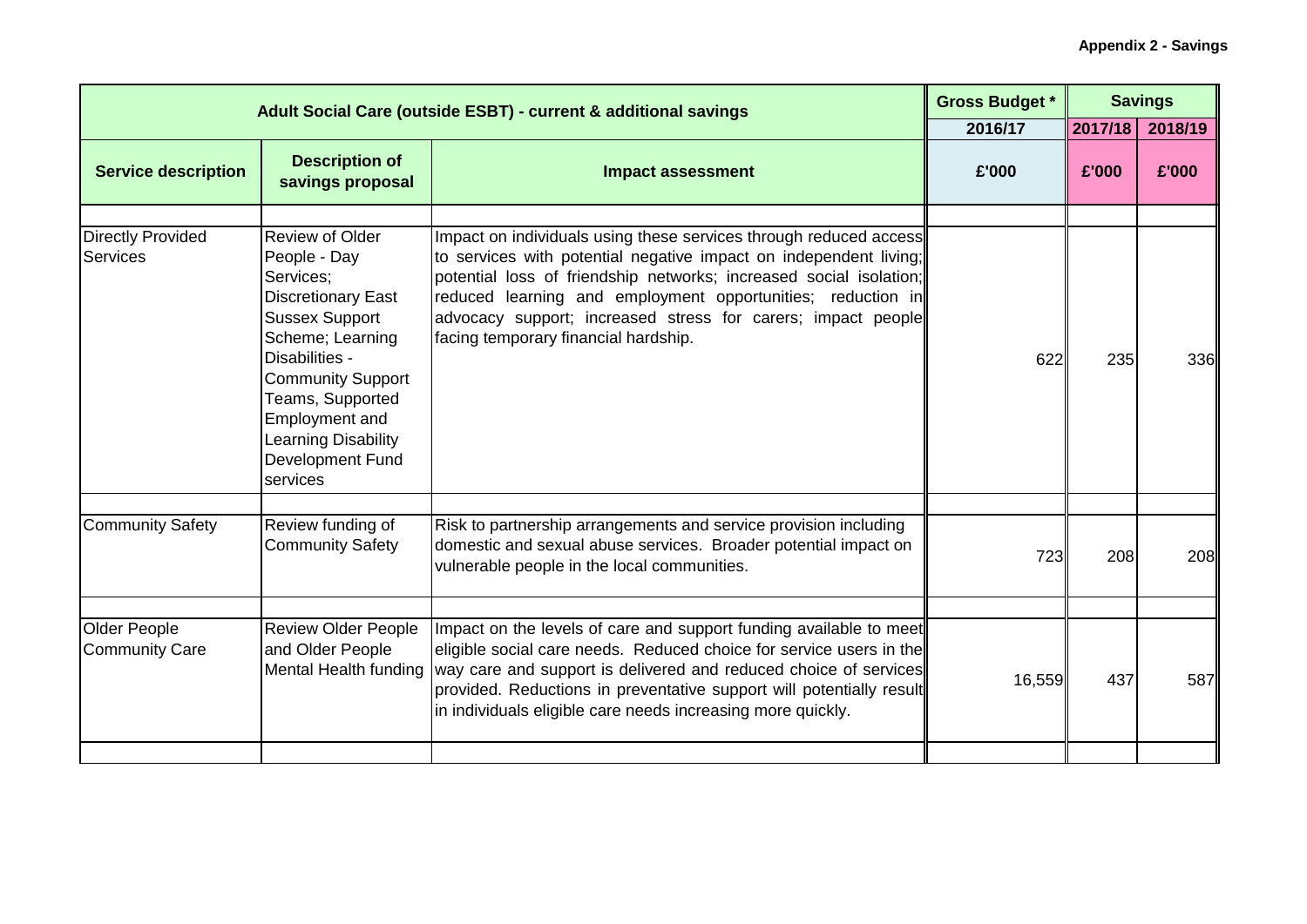**Appendix 2 - Savings**

| Adult Social Care (outside ESBT) - current & additional savings | | | Gross Budget * | Savings | |
|---|---|---|---|---|---|
| | | | 2016/17 | 2017/18 | 2018/19 |
| **Service description** | **Description of savings proposal** | **Impact assessment** | **£'000** | **£'000** | **£'000** |
| | | | | | |
| Directly Provided Services | Review of Older People - Day Services; Discretionary East Sussex Support Scheme; Learning Disabilities - Community Support Teams, Supported Employment and Learning Disability Development Fund services | Impact on individuals using these services through reduced access to services with potential negative impact on independent living; potential loss of friendship networks; increased social isolation; reduced learning and employment opportunities; reduction in advocacy support; increased stress for carers; impact people facing temporary financial hardship. | 622 | 235 | 336 |
| | | | | | |
| Community Safety | Review funding of Community Safety | Risk to partnership arrangements and service provision including domestic and sexual abuse services. Broader potential impact on vulnerable people in the local communities. | 723 | 208 | 208 |
| | | | | | |
| Older People Community Care | Review Older People and Older People Mental Health funding | Impact on the levels of care and support funding available to meet eligible social care needs. Reduced choice for service users in the way care and support is delivered and reduced choice of services provided. Reductions in preventative support will potentially result in individuals eligible care needs increasing more quickly. | 16,559 | 437 | 587 |
| | | | | | |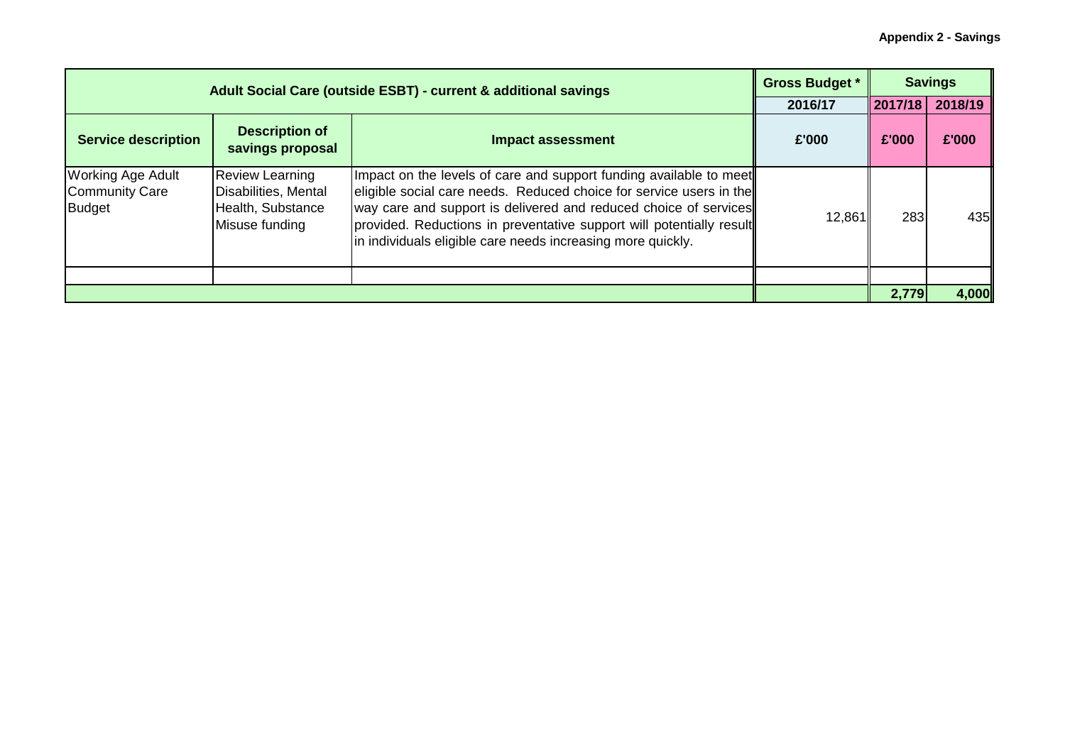**Appendix 2 - Savings**

| Adult Social Care (outside ESBT) - current & additional savings | | | Gross Budget * | Savings | |
|---|---|---|---|---|---|
| | | | 2016/17 | 2017/18 | 2018/19 |
| **Service description** | **Description of savings proposal** | **Impact assessment** | **£'000** | **£'000** | **£'000** |
| Working Age Adult Community Care Budget | Review Learning Disabilities, Mental Health, Substance Misuse funding | Impact on the levels of care and support funding available to meet eligible social care needs. Reduced choice for service users in the way care and support is delivered and reduced choice of services provided. Reductions in preventative support will potentially result in individuals eligible care needs increasing more quickly. | 12,861 | 283 | 435 |
| | | | | | |
| | | | | **2,779** | **4,000** |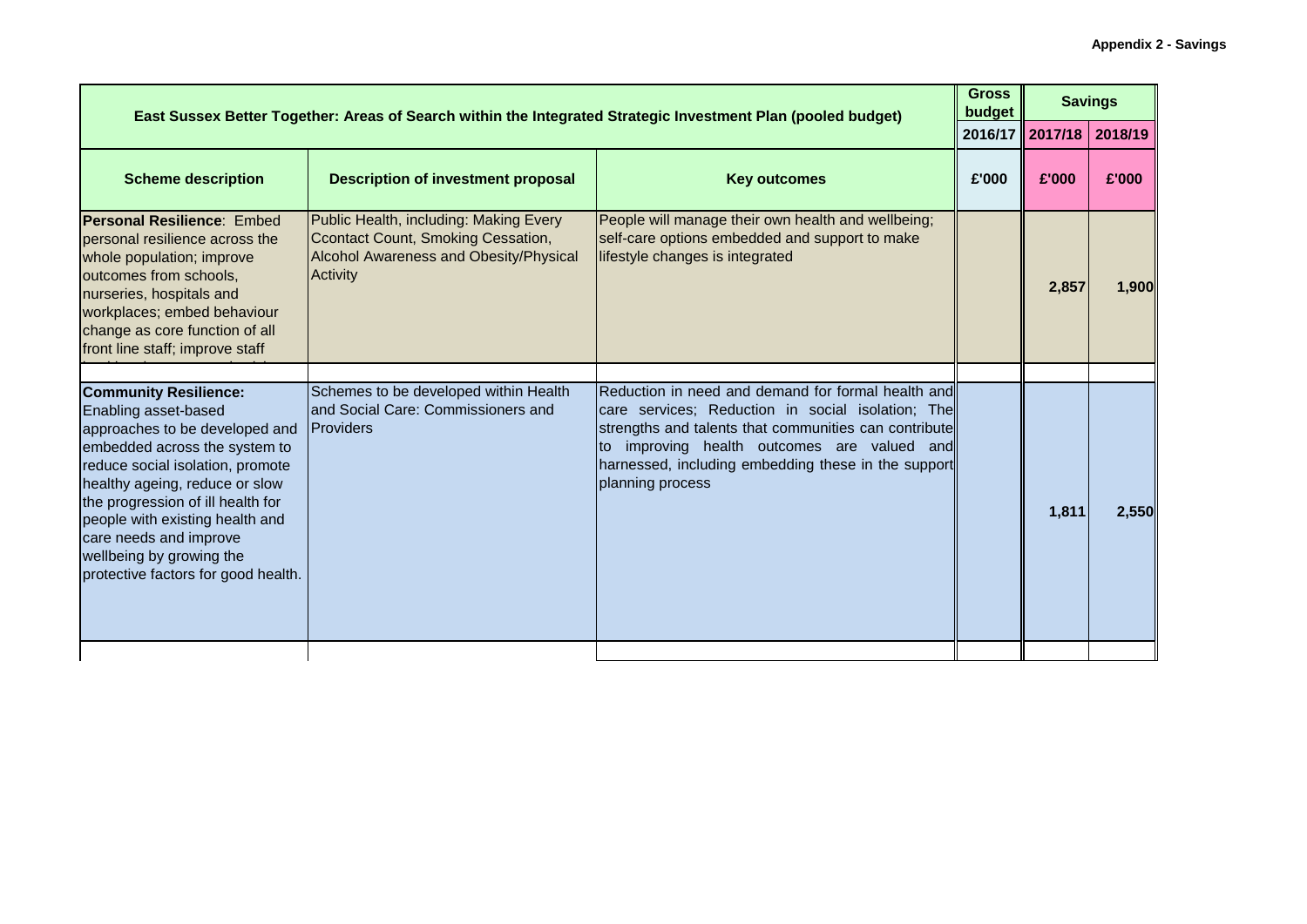**Appendix 2 - Savings**

| East Sussex Better Together: Areas of Search within the Integrated Strategic Investment Plan (pooled budget) | | | Gross budget | Savings | |
|---|---|---|---|---|---|
| | | | 2016/17 | 2017/18 | 2018/19 |
| **Scheme description** | **Description of investment proposal** | **Key outcomes** | **£'000** | **£'000** | **£'000** |
| **Personal Resilience**: Embed personal resilience across the whole population; improve outcomes from schools, nurseries, hospitals and workplaces; embed behaviour change as core function of all front line staff; improve staff | Public Health, including: Making Every Ccontact Count, Smoking Cessation, Alcohol Awareness and Obesity/Physical Activity | People will manage their own health and wellbeing; self-care options embedded and support to make lifestyle changes is integrated | | **2,857** | **1,900** |
| | | | | | |
| **Community Resilience:** Enabling asset-based approaches to be developed and embedded across the system to reduce social isolation, promote healthy ageing, reduce or slow the progression of ill health for people with existing health and care needs and improve wellbeing by growing the protective factors for good health. | Schemes to be developed within Health and Social Care: Commissioners and Providers | Reduction in need and demand for formal health and care services; Reduction in social isolation; The strengths and talents that communities can contribute to improving health outcomes are valued and harnessed, including embedding these in the support planning process | | **1,811** | **2,550** |
| | | | | | |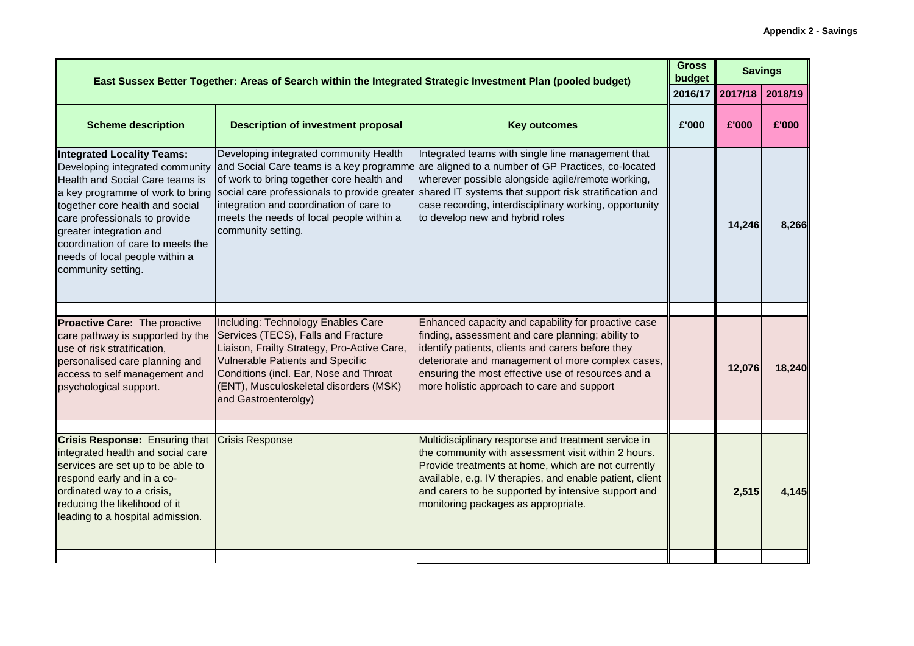**Appendix 2 - Savings**

| East Sussex Better Together: Areas of Search within the Integrated Strategic Investment Plan (pooled budget) | | | Gross budget | Savings | |
|---|---|---|---|---|---|
| | | | 2016/17 | 2017/18 | 2018/19 |
| **Scheme description** | **Description of investment proposal** | **Key outcomes** | **£'000** | **£'000** | **£'000** |
| **Integrated Locality Teams:** Developing integrated community Health and Social Care teams is a key programme of work to bring together core health and social care professionals to provide greater integration and coordination of care to meets the needs of local people within a community setting. | Developing integrated community Health and Social Care teams is a key programme of work to bring together core health and social care professionals to provide greater integration and coordination of care to meets the needs of local people within a community setting. | Integrated teams with single line management that are aligned to a number of GP Practices, co-located wherever possible alongside agile/remote working, shared IT systems that support risk stratification and case recording, interdisciplinary working, opportunity to develop new and hybrid roles | | 14,246 | 8,266 |
| | | | | | |
| **Proactive Care:** The proactive care pathway is supported by the use of risk stratification, personalised care planning and access to self management and psychological support. | Including: Technology Enables Care Services (TECS), Falls and Fracture Liaison, Frailty Strategy, Pro-Active Care, Vulnerable Patients and Specific Conditions (incl. Ear, Nose and Throat (ENT), Musculoskeletal disorders (MSK) and Gastroenterolgy) | Enhanced capacity and capability for proactive case finding, assessment and care planning; ability to identify patients, clients and carers before they deteriorate and management of more complex cases, ensuring the most effective use of resources and a more holistic approach to care and support | | 12,076 | 18,240 |
| | | | | | |
| **Crisis Response:** Ensuring that integrated health and social care services are set up to be able to respond early and in a co-ordinated way to a crisis, reducing the likelihood of it leading to a hospital admission. | Crisis Response | Multidisciplinary response and treatment service in the community with assessment visit within 2 hours. Provide treatments at home, which are not currently available, e.g. IV therapies, and enable patient, client and carers to be supported by intensive support and monitoring packages as appropriate. | | 2,515 | 4,145 |
| | | | | | |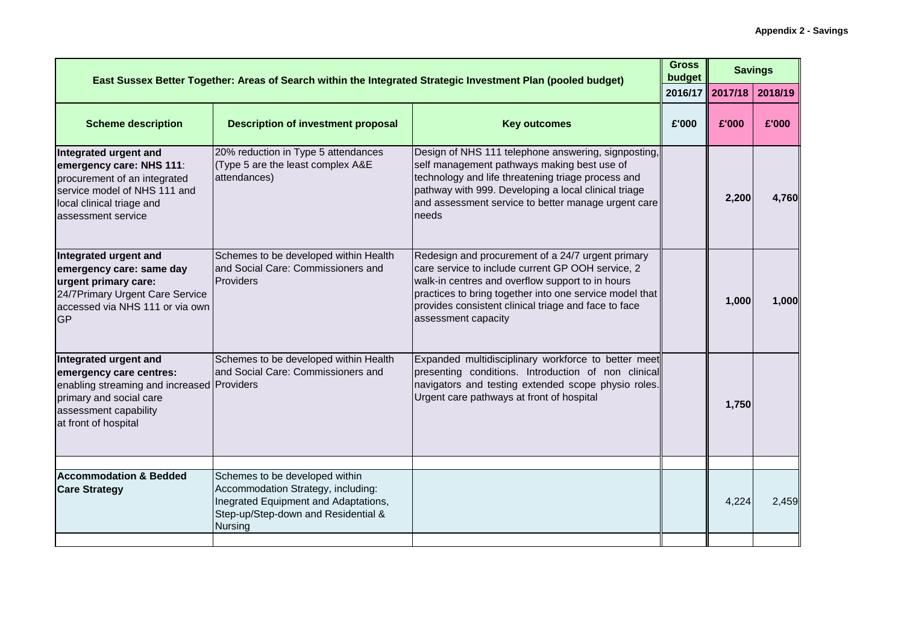**Appendix 2 - Savings**

| East Sussex Better Together: Areas of Search within the Integrated Strategic Investment Plan (pooled budget) | | | Gross budget | Savings | |
|---|---|---|---|---|---|
| | | | 2016/17 | 2017/18 | 2018/19 |
| **Scheme description** | **Description of investment proposal** | **Key outcomes** | **£'000** | **£'000** | **£'000** |
| **Integrated urgent and emergency care: NHS 111**: procurement of an integrated service model of NHS 111 and local clinical triage and assessment service | 20% reduction in Type 5 attendances (Type 5 are the least complex A&E attendances) | Design of NHS 111 telephone answering, signposting, self management pathways making best use of technology and life threatening triage process and pathway with 999. Developing a local clinical triage and assessment service to better manage urgent care needs | | **2,200** | **4,760** |
| **Integrated urgent and emergency care: same day urgent primary care:** 24/7Primary Urgent Care Service accessed via NHS 111 or via own GP | Schemes to be developed within Health and Social Care: Commissioners and Providers | Redesign and procurement of a 24/7 urgent primary care service to include current GP OOH service, 2 walk-in centres and overflow support to in hours practices to bring together into one service model that provides consistent clinical triage and face to face assessment capacity | | **1,000** | **1,000** |
| **Integrated urgent and emergency care centres:** enabling streaming and increased primary and social care assessment capability at front of hospital | Schemes to be developed within Health and Social Care: Commissioners and Providers | Expanded multidisciplinary workforce to better meet presenting conditions. Introduction of non clinical navigators and testing extended scope physio roles. Urgent care pathways at front of hospital | | **1,750** | |
| | | | | | |
| **Accommodation & Bedded Care Strategy** | Schemes to be developed within Accommodation Strategy, including: Inegrated Equipment and Adaptations, Step-up/Step-down and Residential & Nursing | | | 4,224 | 2,459 |
| | | | | | |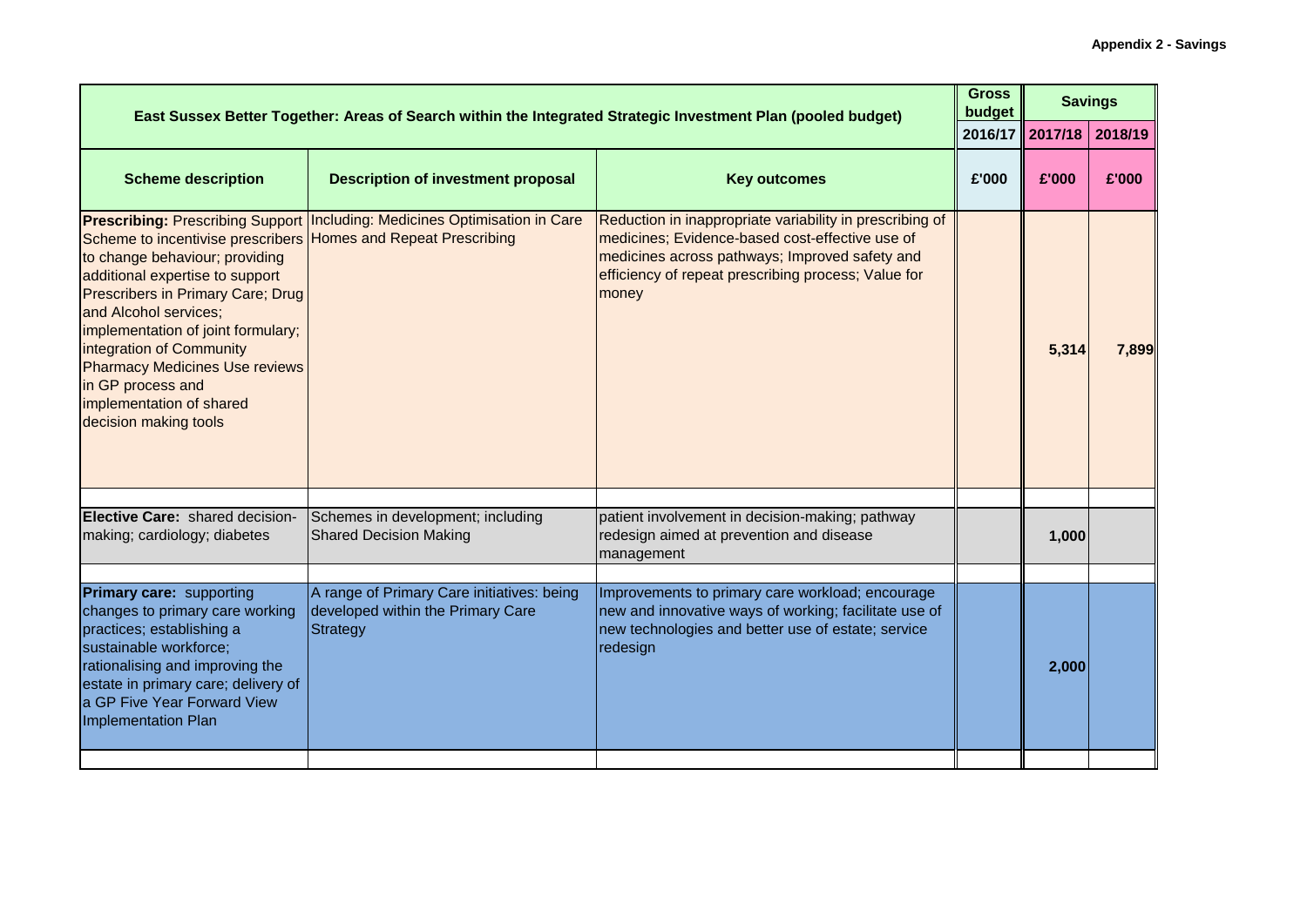**Appendix 2 - Savings**

| East Sussex Better Together: Areas of Search within the Integrated Strategic Investment Plan (pooled budget) | | | Gross budget | Savings | |
|---|---|---|---|---|---|
| | | | 2016/17 | 2017/18 | 2018/19 |
| **Scheme description** | **Description of investment proposal** | **Key outcomes** | **£'000** | **£'000** | **£'000** |
| **Prescribing:** Prescribing Support Scheme to incentivise prescribers to change behaviour; providing additional expertise to support Prescribers in Primary Care; Drug and Alcohol services; implementation of joint formulary; integration of Community Pharmacy Medicines Use reviews in GP process and implementation of shared decision making tools | Including: Medicines Optimisation in Care Homes and Repeat Prescribing | Reduction in inappropriate variability in prescribing of medicines; Evidence-based cost-effective use of medicines across pathways; Improved safety and efficiency of repeat prescribing process; Value for money | | **5,314** | **7,899** |
| **Elective Care:** shared decision-making; cardiology; diabetes | Schemes in development; including Shared Decision Making | patient involvement in decision-making; pathway redesign aimed at prevention and disease management | | **1,000** | |
| **Primary care:** supporting changes to primary care working practices; establishing a sustainable workforce; rationalising and improving the estate in primary care; delivery of a GP Five Year Forward View Implementation Plan | A range of Primary Care initiatives: being developed within the Primary Care Strategy | Improvements to primary care workload; encourage new and innovative ways of working; facilitate use of new technologies and better use of estate; service redesign | | **2,000** | |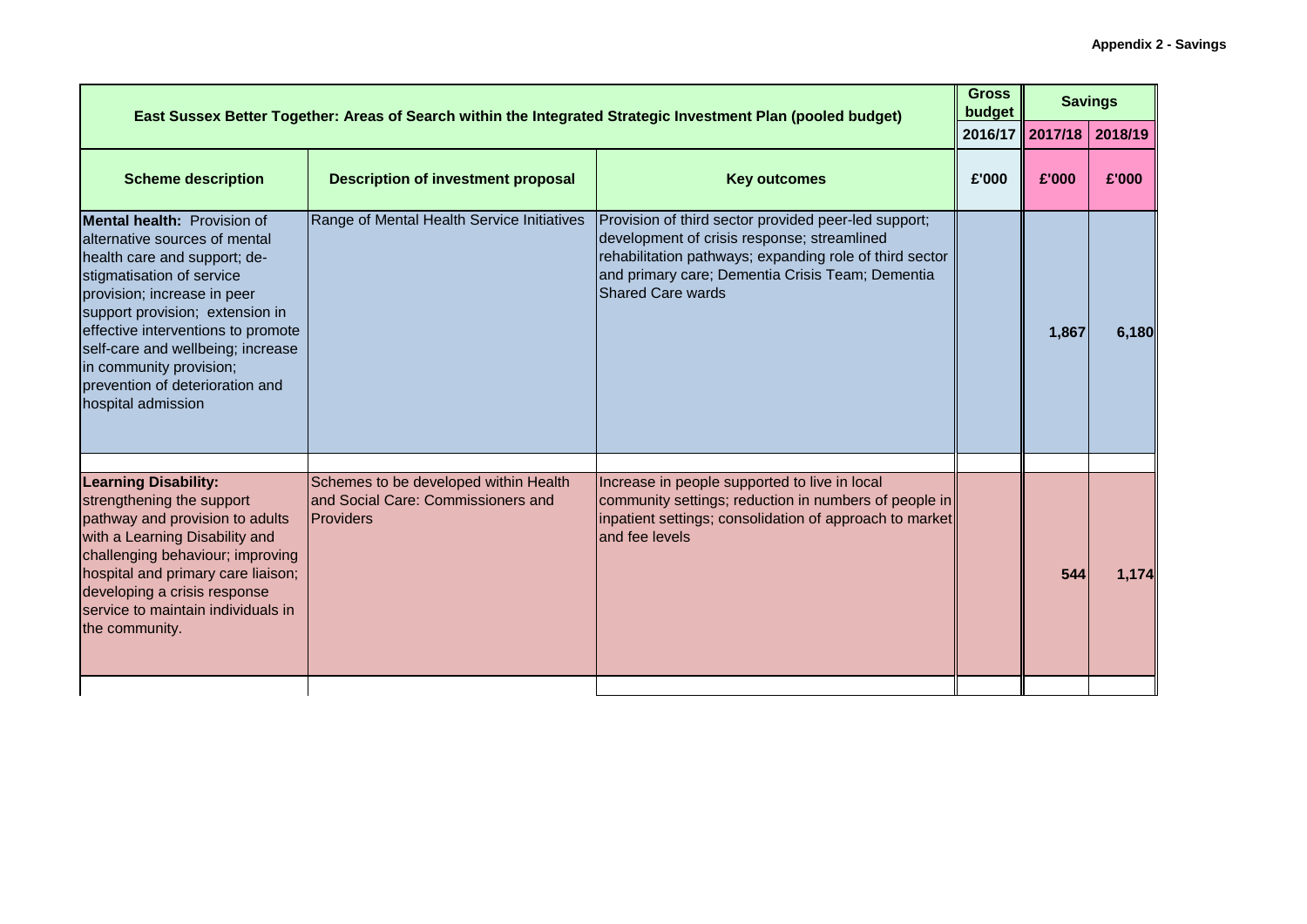**Appendix 2 - Savings**

| East Sussex Better Together: Areas of Search within the Integrated Strategic Investment Plan (pooled budget) | | | Gross budget | Savings | |
|---|---|---|---|---|---|
| | | | 2016/17 | 2017/18 | 2018/19 |
| **Scheme description** | **Description of investment proposal** | **Key outcomes** | **£'000** | **£'000** | **£'000** |
| **Mental health:** Provision of alternative sources of mental health care and support; de-stigmatisation of service provision; increase in peer support provision; extension in effective interventions to promote self-care and wellbeing; increase in community provision; prevention of deterioration and hospital admission | Range of Mental Health Service Initiatives | Provision of third sector provided peer-led support; development of crisis response; streamlined rehabilitation pathways; expanding role of third sector and primary care; Dementia Crisis Team; Dementia Shared Care wards | | 1,867 | 6,180 |
| **Learning Disability:** strengthening the support pathway and provision to adults with a Learning Disability and challenging behaviour; improving hospital and primary care liaison; developing a crisis response service to maintain individuals in the community. | Schemes to be developed within Health and Social Care: Commissioners and Providers | Increase in people supported to live in local community settings; reduction in numbers of people in inpatient settings; consolidation of approach to market and fee levels | | 544 | 1,174 |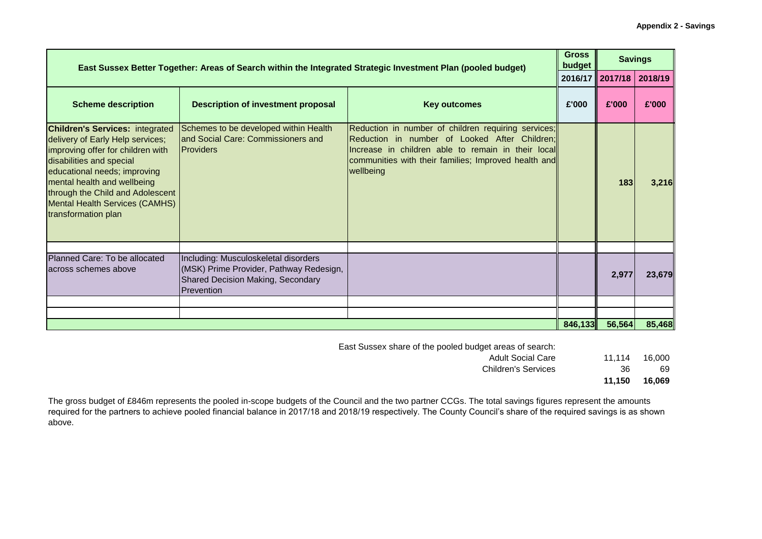**Appendix 2 - Savings**

| East Sussex Better Together: Areas of Search within the Integrated Strategic Investment Plan (pooled budget) | | | Gross budget | Savings | |
|---|---|---|---|---|---|
| | | | 2016/17 | 2017/18 | 2018/19 |
| **Scheme description** | **Description of investment proposal** | **Key outcomes** | **£'000** | **£'000** | **£'000** |
| **Children's Services:** integrated delivery of Early Help services; improving offer for children with disabilities and special educational needs; improving mental health and wellbeing through the Child and Adolescent Mental Health Services (CAMHS) transformation plan | Schemes to be developed within Health and Social Care: Commissioners and Providers | Reduction in number of children requiring services; Reduction in number of Looked After Children; Increase in children able to remain in their local communities with their families; Improved health and wellbeing | | 183 | 3,216 |
| | | | | | |
| Planned Care: To be allocated across schemes above | Including: Musculoskeletal disorders (MSK) Prime Provider, Pathway Redesign, Shared Decision Making, Secondary Prevention | | | 2,977 | 23,679 |
| | | | | | |
| | | | | | |
| | | | 846,133 | 56,564 | 85,468 |

| East Sussex share of the pooled budget areas of search: | | |
|---|---|---|
| Adult Social Care | 11,114 | 16,000 |
| Children's Services | 36 | 69 |
| | **11,150** | **16,069** |

The gross budget of £846m represents the pooled in-scope budgets of the Council and the two partner CCGs. The total savings figures represent the amounts required for the partners to achieve pooled financial balance in 2017/18 and 2018/19 respectively. The County Council's share of the required savings is as shown above.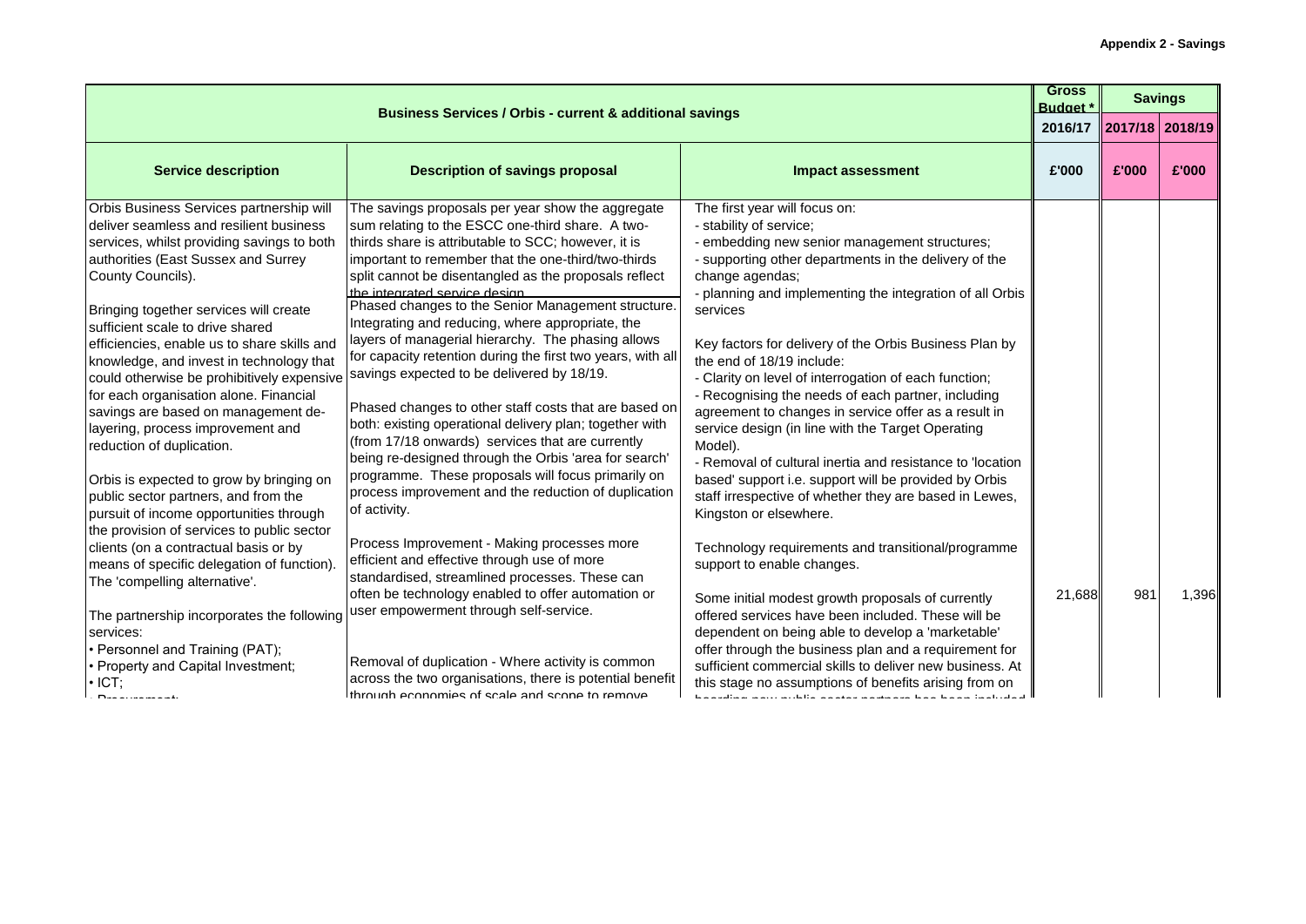**Appendix 2 - Savings**

| Business Services / Orbis - current & additional savings | | | Gross Budget * | Savings | |
|---|---|---|---|---|---|
| | | | 2016/17 | 2017/18 | 2018/19 |
| **Service description** | **Description of savings proposal** | **Impact assessment** | **£'000** | **£'000** | **£'000** |
| Orbis Business Services partnership will deliver seamless and resilient business services, whilst providing savings to both authorities (East Sussex and Surrey County Councils).<br><br>Bringing together services will create sufficient scale to drive shared efficiencies, enable us to share skills and knowledge, and invest in technology that could otherwise be prohibitively expensive for each organisation alone. Financial savings are based on management de-layering, process improvement and reduction of duplication.<br><br>Orbis is expected to grow by bringing on public sector partners, and from the pursuit of income opportunities through the provision of services to public sector clients (on a contractual basis or by means of specific delegation of function). The 'compelling alternative'.<br><br>The partnership incorporates the following services:<br>• Personnel and Training (PAT);<br>• Property and Capital Investment;<br>• ICT;<br>• Procurement; | The savings proposals per year show the aggregate sum relating to the ESCC one-third share. A two-thirds share is attributable to SCC; however, it is important to remember that the one-third/two-thirds split cannot be disentangled as the proposals reflect the integrated service design.<br><br>Phased changes to the Senior Management structure. Integrating and reducing, where appropriate, the layers of managerial hierarchy. The phasing allows for capacity retention during the first two years, with all savings expected to be delivered by 18/19.<br><br>Phased changes to other staff costs that are based on both: existing operational delivery plan; together with (from 17/18 onwards) services that are currently being re-designed through the Orbis 'area for search' programme. These proposals will focus primarily on process improvement and the reduction of duplication of activity.<br><br>Process Improvement - Making processes more efficient and effective through use of more standardised, streamlined processes. These can often be technology enabled to offer automation or user empowerment through self-service.<br><br>Removal of duplication - Where activity is common across the two organisations, there is potential benefit through economies of scale and scope to remove | The first year will focus on:<br>- stability of service;<br>- embedding new senior management structures;<br>- supporting other departments in the delivery of the change agendas;<br>- planning and implementing the integration of all Orbis services<br><br>Key factors for delivery of the Orbis Business Plan by the end of 18/19 include:<br>- Clarity on level of interrogation of each function;<br>- Recognising the needs of each partner, including agreement to changes in service offer as a result in service design (in line with the Target Operating Model).<br>- Removal of cultural inertia and resistance to 'location based' support i.e. support will be provided by Orbis staff irrespective of whether they are based in Lewes, Kingston or elsewhere.<br><br>Technology requirements and transitional/programme support to enable changes.<br><br>Some initial modest growth proposals of currently offered services have been included. These will be dependent on being able to develop a 'marketable' offer through the business plan and a requirement for sufficient commercial skills to deliver new business. At this stage no assumptions of benefits arising from on boarding new public sector partners has been included | 21,688 | 981 | 1,396 |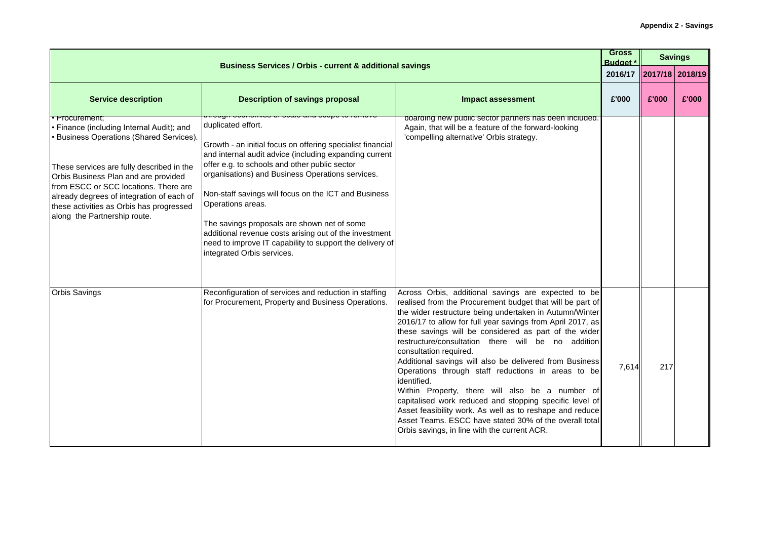**Appendix 2 - Savings**

| Business Services / Orbis - current & additional savings | | | Gross Budget * | Savings | |
|---|---|---|---|---|---|
| | | | 2016/17 | 2017/18 | 2018/19 |
| **Service description** | **Description of savings proposal** | **Impact assessment** | **£'000** | **£'000** | **£'000** |
| • Procurement;<br>• Finance (including Internal Audit); and<br>• Business Operations (Shared Services).<br><br>These services are fully described in the Orbis Business Plan and are provided from ESCC or SCC locations. There are already degrees of integration of each of these activities as Orbis has progressed along the Partnership route. | through economies of scale and scope to remove duplicated effort.<br><br>Growth - an initial focus on offering specialist financial and internal audit advice (including expanding current offer e.g. to schools and other public sector organisations) and Business Operations services.<br><br>Non-staff savings will focus on the ICT and Business Operations areas.<br><br>The savings proposals are shown net of some additional revenue costs arising out of the investment need to improve IT capability to support the delivery of integrated Orbis services. | boarding new public sector partners has been included. Again, that will be a feature of the forward-looking 'compelling alternative' Orbis strategy. | | | |
| Orbis Savings | Reconfiguration of services and reduction in staffing for Procurement, Property and Business Operations. | Across Orbis, additional savings are expected to be realised from the Procurement budget that will be part of the wider restructure being undertaken in Autumn/Winter 2016/17 to allow for full year savings from April 2017, as these savings will be considered as part of the wider restructure/consultation there will be no addition consultation required.<br>Additional savings will also be delivered from Business Operations through staff reductions in areas to be identified.<br>Within Property, there will also be a number of capitalised work reduced and stopping specific level of Asset feasibility work. As well as to reshape and reduce Asset Teams. ESCC have stated 30% of the overall total Orbis savings, in line with the current ACR. | 7,614 | 217 | |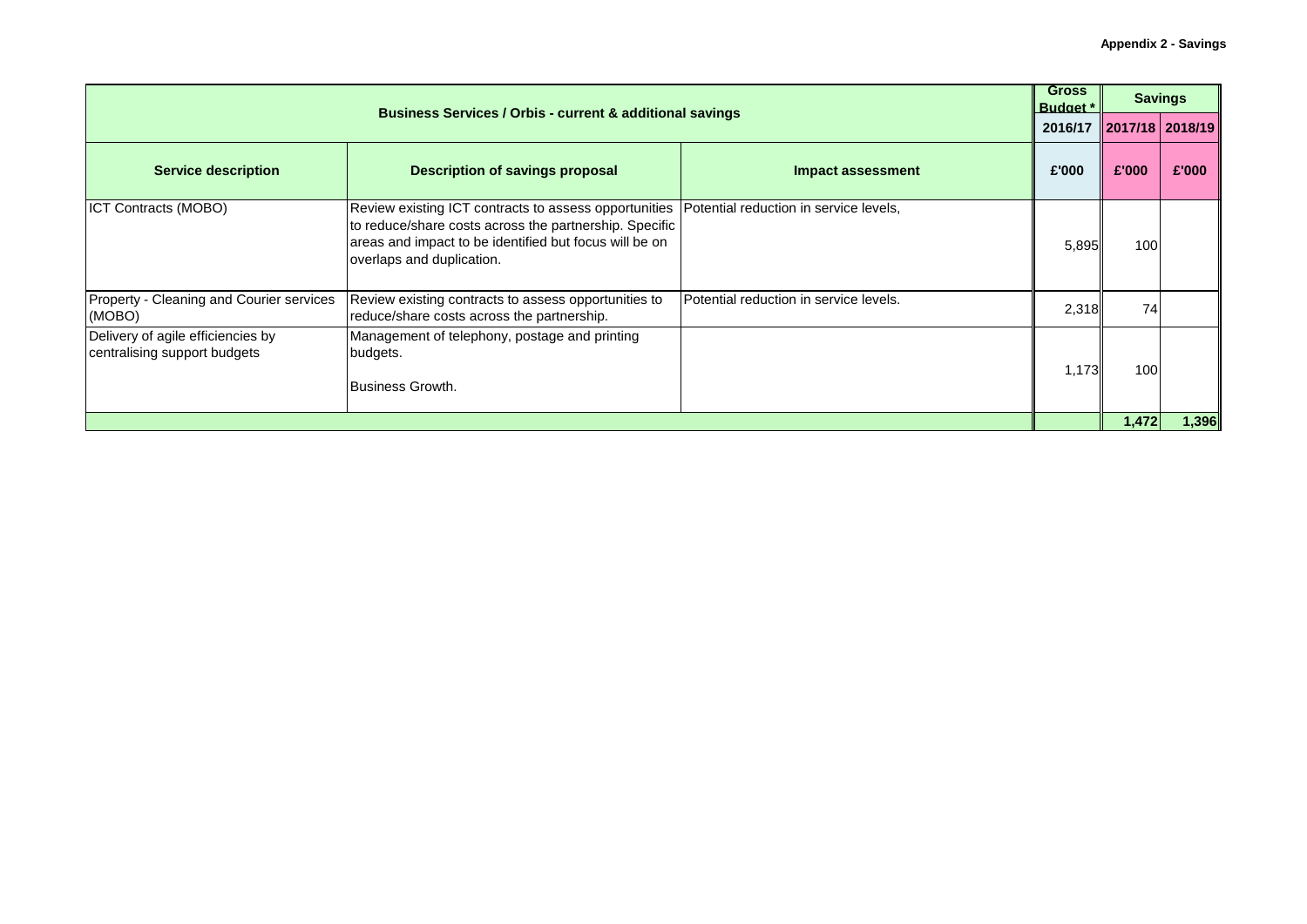**Appendix 2 - Savings**

| Business Services / Orbis - current & additional savings | | | Gross Budget * | Savings | |
|---|---|---|---|---|---|
| | | | 2016/17 | 2017/18 | 2018/19 |
| **Service description** | **Description of savings proposal** | **Impact assessment** | **£'000** | **£'000** | **£'000** |
| ICT Contracts (MOBO) | Review existing ICT contracts to assess opportunities to reduce/share costs across the partnership. Specific areas and impact to be identified but focus will be on overlaps and duplication. | Potential reduction in service levels, | 5,895 | 100 | |
| Property - Cleaning and Courier services (MOBO) | Review existing contracts to assess opportunities to reduce/share costs across the partnership. | Potential reduction in service levels. | 2,318 | 74 | |
| Delivery of agile efficiencies by centralising support budgets | Management of telephony, postage and printing budgets.<br><br>Business Growth. | | 1,173 | 100 | |
| | | | | **1,472** | **1,396** |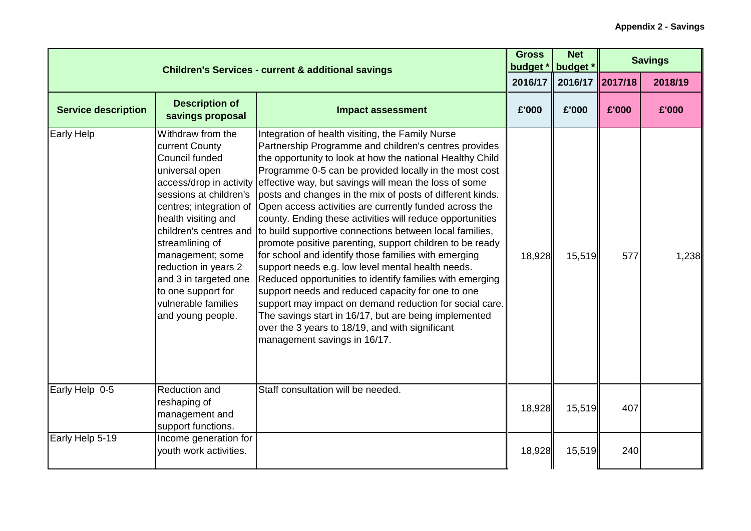**Appendix 2 - Savings**

| Children's Services - current & additional savings | | | Gross budget * | Net budget * | Savings | |
|---|---|---|---|---|---|---|
| | | | 2016/17 | 2016/17 | 2017/18 | 2018/19 |
| **Service description** | **Description of savings proposal** | **Impact assessment** | **£'000** | **£'000** | **£'000** | **£'000** |
| Early Help | Withdraw from the current County Council funded universal open access/drop in activity sessions at children's centres; integration of health visiting and children's centres and streamlining of management; some reduction in years 2 and 3 in targeted one to one support for vulnerable families and young people. | Integration of health visiting, the Family Nurse Partnership Programme and children's centres provides the opportunity to look at how the national Healthy Child Programme 0-5 can be provided locally in the most cost effective way, but savings will mean the loss of some posts and changes in the mix of posts of different kinds. Open access activities are currently funded across the county. Ending these activities will reduce opportunities to build supportive connections between local families, promote positive parenting, support children to be ready for school and identify those families with emerging support needs e.g. low level mental health needs. Reduced opportunities to identify families with emerging support needs and reduced capacity for one to one support may impact on demand reduction for social care. The savings start in 16/17, but are being implemented over the 3 years to 18/19, and with significant management savings in 16/17. | 18,928 | 15,519 | 577 | 1,238 |
| Early Help 0-5 | Reduction and reshaping of management and support functions. | Staff consultation will be needed. | 18,928 | 15,519 | 407 | |
| Early Help 5-19 | Income generation for youth work activities. | | 18,928 | 15,519 | 240 | |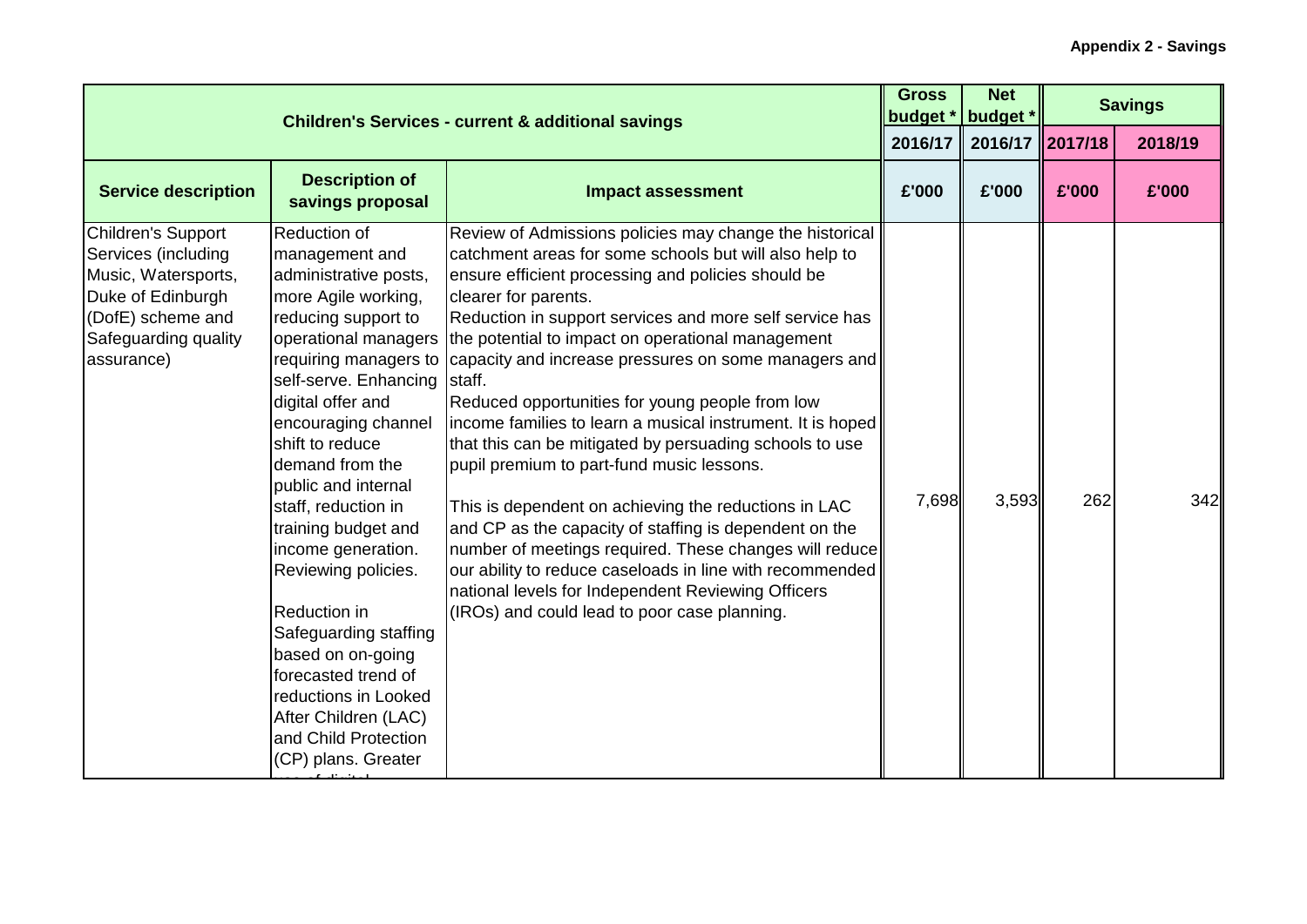**Appendix 2 - Savings**

| Children's Services - current & additional savings | | | Gross budget * | Net budget * | Savings | |
|---|---|---|---|---|---|---|
| | | | 2016/17 | 2016/17 | 2017/18 | 2018/19 |
| **Service description** | **Description of savings proposal** | **Impact assessment** | **£'000** | **£'000** | **£'000** | **£'000** |
| Children's Support Services (including Music, Watersports, Duke of Edinburgh (DofE) scheme and Safeguarding quality assurance) | Reduction of management and administrative posts, more Agile working, reducing support to operational managers requiring managers to self-serve. Enhancing digital offer and encouraging channel shift to reduce demand from the public and internal staff, reduction in training budget and income generation. Reviewing policies.<br><br>Reduction in Safeguarding staffing based on on-going forecasted trend of reductions in Looked After Children (LAC) and Child Protection (CP) plans. Greater | Review of Admissions policies may change the historical catchment areas for some schools but will also help to ensure efficient processing and policies should be clearer for parents.<br>Reduction in support services and more self service has the potential to impact on operational management capacity and increase pressures on some managers and staff.<br>Reduced opportunities for young people from low income families to learn a musical instrument. It is hoped that this can be mitigated by persuading schools to use pupil premium to part-fund music lessons.<br><br>This is dependent on achieving the reductions in LAC and CP as the capacity of staffing is dependent on the number of meetings required. These changes will reduce our ability to reduce caseloads in line with recommended national levels for Independent Reviewing Officers (IROs) and could lead to poor case planning. | 7,698 | 3,593 | 262 | 342 |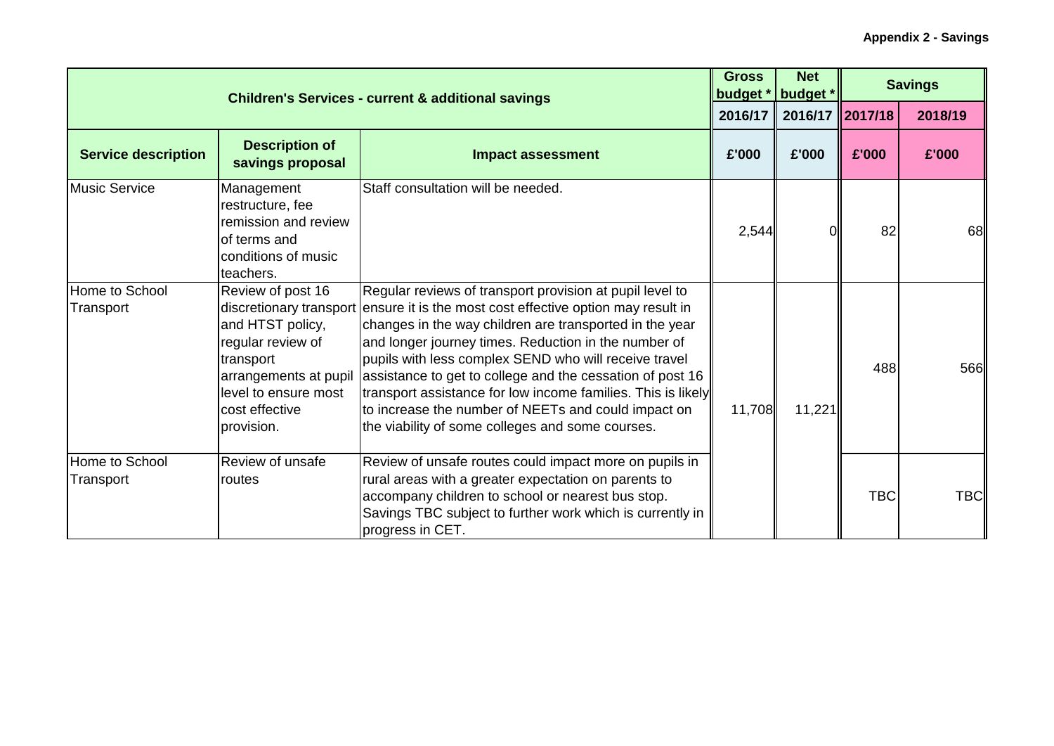**Appendix 2 - Savings**

| Children's Services - current & additional savings | | | Gross budget * | Net budget * | Savings | |
|---|---|---|---|---|---|---|
| | | | 2016/17 | 2016/17 | 2017/18 | 2018/19 |
| **Service description** | **Description of savings proposal** | **Impact assessment** | **£'000** | **£'000** | **£'000** | **£'000** |
| Music Service | Management restructure, fee remission and review of terms and conditions of music teachers. | Staff consultation will be needed. | 2,544 | 0 | 82 | 68 |
| Home to School Transport | Review of post 16 discretionary transport and HTST policy, regular review of transport arrangements at pupil level to ensure most cost effective provision. | Regular reviews of transport provision at pupil level to ensure it is the most cost effective option may result in changes in the way children are transported in the year and longer journey times. Reduction in the number of pupils with less complex SEND who will receive travel assistance to get to college and the cessation of post 16 transport assistance for low income families. This is likely to increase the number of NEETs and could impact on the viability of some colleges and some courses. | 11,708 | 11,221 | 488 | 566 |
| Home to School Transport | Review of unsafe routes | Review of unsafe routes could impact more on pupils in rural areas with a greater expectation on parents to accompany children to school or nearest bus stop. Savings TBC subject to further work which is currently in progress in CET. | | | TBC | TBC |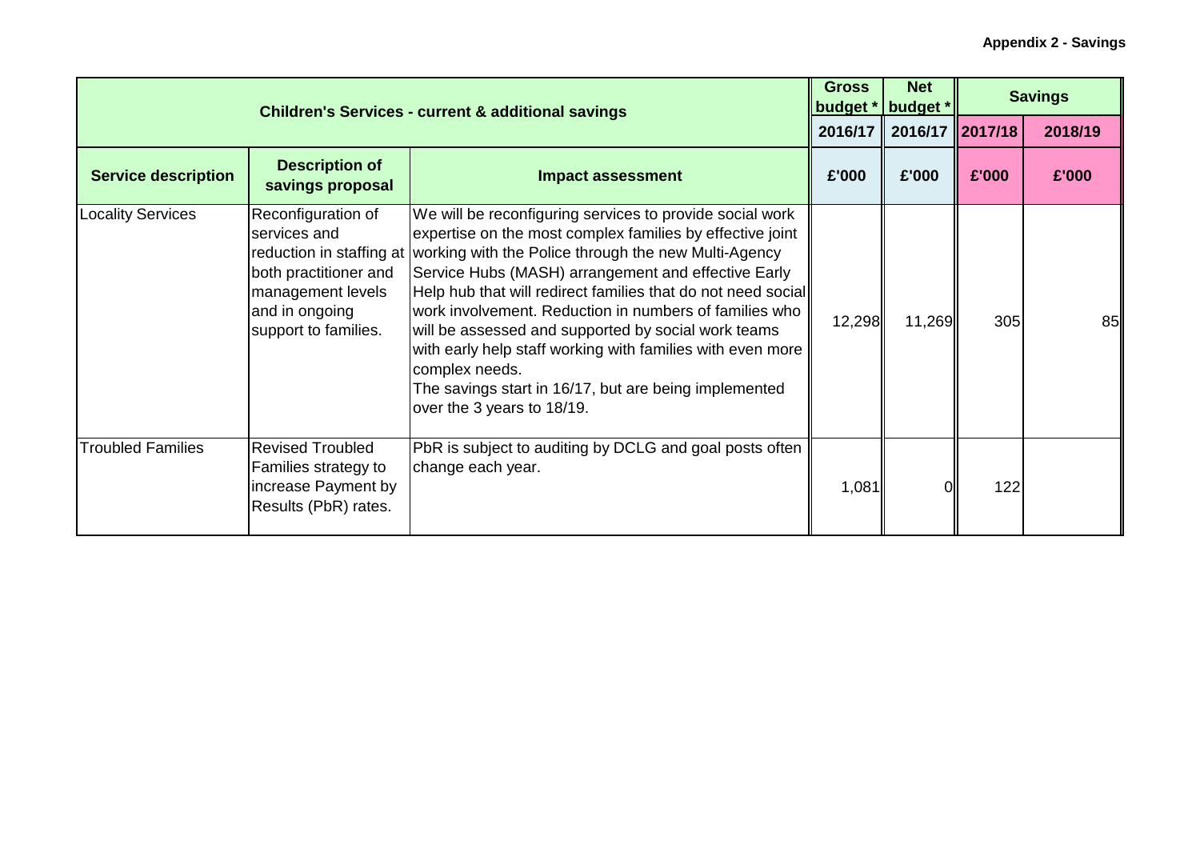**Appendix 2 - Savings**

| Children's Services - current & additional savings | | | Gross budget * | Net budget * | Savings | |
|---|---|---|---|---|---|---|
| | | | 2016/17 | 2016/17 | 2017/18 | 2018/19 |
| **Service description** | **Description of savings proposal** | **Impact assessment** | **£'000** | **£'000** | **£'000** | **£'000** |
| Locality Services | Reconfiguration of services and reduction in staffing at both practitioner and management levels and in ongoing support to families. | We will be reconfiguring services to provide social work expertise on the most complex families by effective joint working with the Police through the new Multi-Agency Service Hubs (MASH) arrangement and effective Early Help hub that will redirect families that do not need social work involvement. Reduction in numbers of families who will be assessed and supported by social work teams with early help staff working with families with even more complex needs.<br>The savings start in 16/17, but are being implemented over the 3 years to 18/19. | 12,298 | 11,269 | 305 | 85 |
| Troubled Families | Revised Troubled Families strategy to increase Payment by Results (PbR) rates. | PbR is subject to auditing by DCLG and goal posts often change each year. | 1,081 | 0 | 122 | |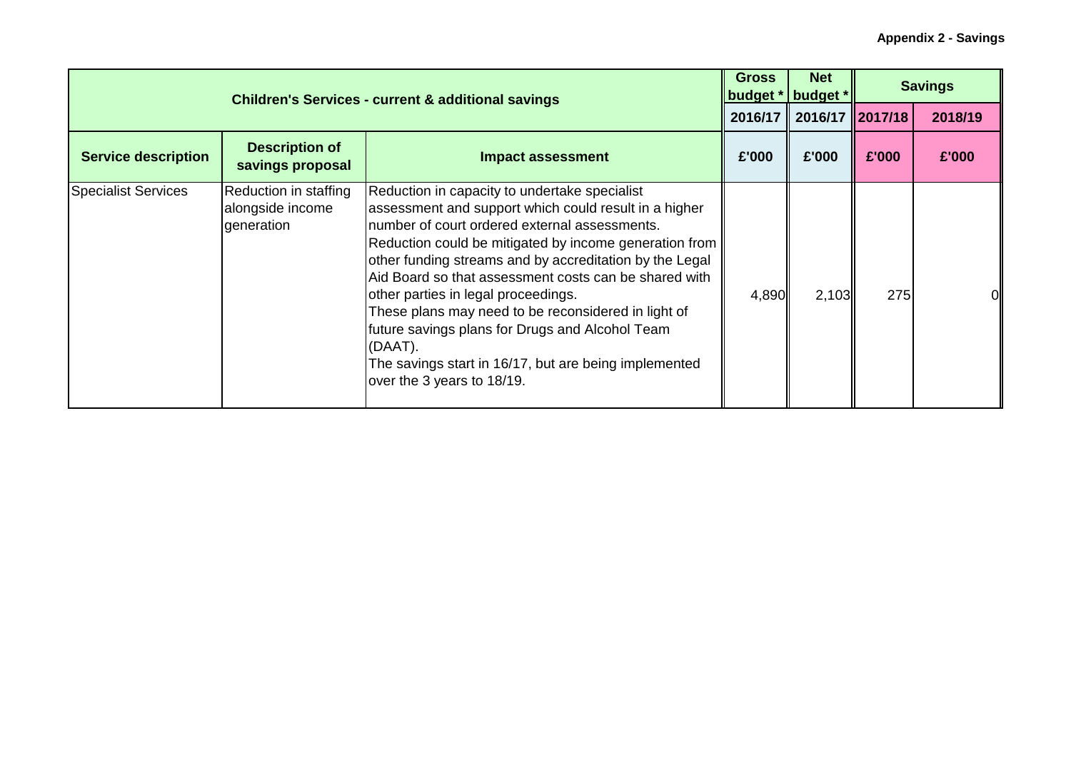**Appendix 2 - Savings**

| Children's Services - current & additional savings | | | Gross budget * | Net budget * | Savings | |
|---|---|---|---|---|---|---|
| | | | 2016/17 | 2016/17 | 2017/18 | 2018/19 |
| **Service description** | **Description of savings proposal** | **Impact assessment** | **£'000** | **£'000** | **£'000** | **£'000** |
| Specialist Services | Reduction in staffing alongside income generation | Reduction in capacity to undertake specialist assessment and support which could result in a higher number of court ordered external assessments. Reduction could be mitigated by income generation from other funding streams and by accreditation by the Legal Aid Board so that assessment costs can be shared with other parties in legal proceedings. These plans may need to be reconsidered in light of future savings plans for Drugs and Alcohol Team (DAAT). The savings start in 16/17, but are being implemented over the 3 years to 18/19. | 4,890 | 2,103 | 275 | 0 |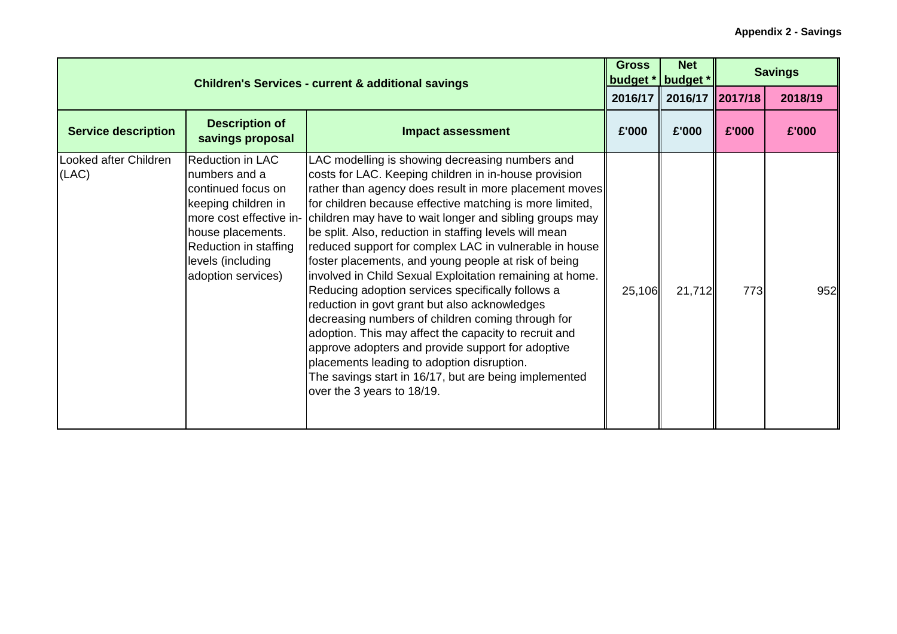**Appendix 2 - Savings**

| Children's Services - current & additional savings | | | Gross budget * | Net budget * | Savings | |
|---|---|---|---|---|---|---|
| | | | 2016/17 | 2016/17 | 2017/18 | 2018/19 |
| **Service description** | **Description of savings proposal** | **Impact assessment** | **£'000** | **£'000** | **£'000** | **£'000** |
| Looked after Children (LAC) | Reduction in LAC numbers and a continued focus on keeping children in more cost effective in-house placements. Reduction in staffing levels (including adoption services) | LAC modelling is showing decreasing numbers and costs for LAC. Keeping children in in-house provision rather than agency does result in more placement moves for children because effective matching is more limited, children may have to wait longer and sibling groups may be split. Also, reduction in staffing levels will mean reduced support for complex LAC in vulnerable in house foster placements, and young people at risk of being involved in Child Sexual Exploitation remaining at home. Reducing adoption services specifically follows a reduction in govt grant but also acknowledges decreasing numbers of children coming through for adoption. This may affect the capacity to recruit and approve adopters and provide support for adoptive placements leading to adoption disruption. The savings start in 16/17, but are being implemented over the 3 years to 18/19. | 25,106 | 21,712 | 773 | 952 |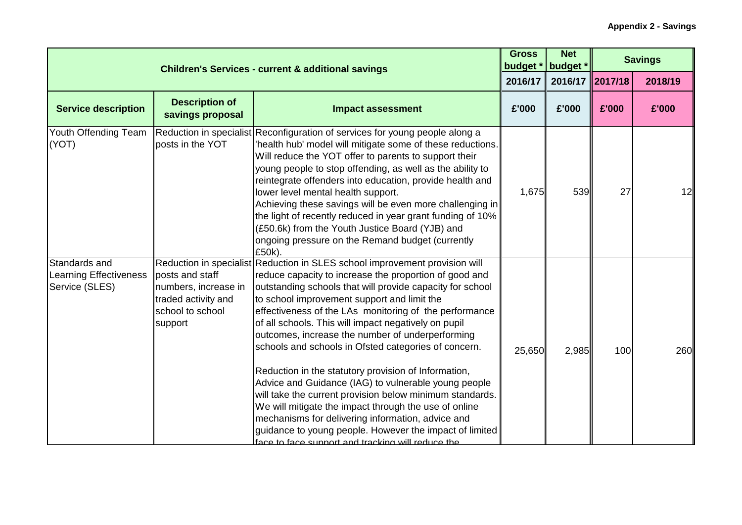**Appendix 2 - Savings**

| Children's Services - current & additional savings | | | Gross budget * | Net budget * | Savings | |
|---|---|---|---|---|---|---|
| | | | 2016/17 | 2016/17 | 2017/18 | 2018/19 |
| **Service description** | **Description of savings proposal** | **Impact assessment** | **£'000** | **£'000** | **£'000** | **£'000** |
| Youth Offending Team (YOT) | Reduction in specialist posts in the YOT | Reconfiguration of services for young people along a 'health hub' model will mitigate some of these reductions. Will reduce the YOT offer to parents to support their young people to stop offending, as well as the ability to reintegrate offenders into education, provide health and lower level mental health support. Achieving these savings will be even more challenging in the light of recently reduced in year grant funding of 10% (£50.6k) from the Youth Justice Board (YJB) and ongoing pressure on the Remand budget (currently £50k). | 1,675 | 539 | 27 | 12 |
| Standards and Learning Effectiveness Service (SLES) | Reduction in specialist posts and staff numbers, increase in traded activity and school to school support | Reduction in SLES school improvement provision will reduce capacity to increase the proportion of good and outstanding schools that will provide capacity for school to school improvement support and limit the effectiveness of the LAs monitoring of the performance of all schools. This will impact negatively on pupil outcomes, increase the number of underperforming schools and schools in Ofsted categories of concern. Reduction in the statutory provision of Information, Advice and Guidance (IAG) to vulnerable young people will take the current provision below minimum standards. We will mitigate the impact through the use of online mechanisms for delivering information, advice and guidance to young people. However the impact of limited face to face support and tracking will reduce the | 25,650 | 2,985 | 100 | 260 |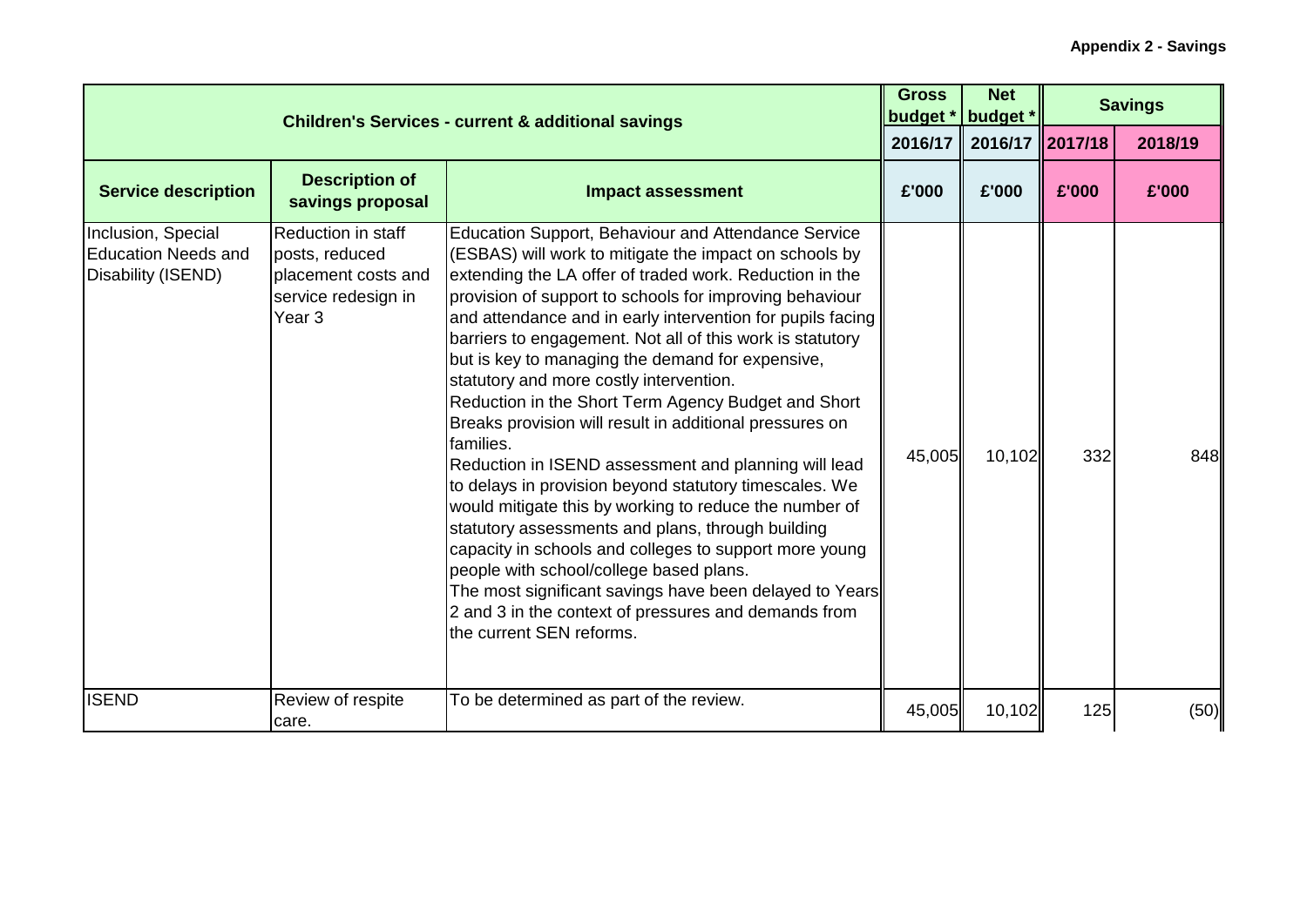**Appendix 2 - Savings**

| Children's Services - current & additional savings | | | Gross budget * | Net budget * | Savings | |
|---|---|---|---|---|---|---|
| | | | 2016/17 | 2016/17 | 2017/18 | 2018/19 |
| **Service description** | **Description of savings proposal** | **Impact assessment** | **£'000** | **£'000** | **£'000** | **£'000** |
| Inclusion, Special Education Needs and Disability (ISEND) | Reduction in staff posts, reduced placement costs and service redesign in Year 3 | Education Support, Behaviour and Attendance Service (ESBAS) will work to mitigate the impact on schools by extending the LA offer of traded work. Reduction in the provision of support to schools for improving behaviour and attendance and in early intervention for pupils facing barriers to engagement. Not all of this work is statutory but is key to managing the demand for expensive, statutory and more costly intervention.<br>Reduction in the Short Term Agency Budget and Short Breaks provision will result in additional pressures on families.<br>Reduction in ISEND assessment and planning will lead to delays in provision beyond statutory timescales. We would mitigate this by working to reduce the number of statutory assessments and plans, through building capacity in schools and colleges to support more young people with school/college based plans.<br>The most significant savings have been delayed to Years 2 and 3 in the context of pressures and demands from the current SEN reforms. | 45,005 | 10,102 | 332 | 848 |
| ISEND | Review of respite care. | To be determined as part of the review. | 45,005 | 10,102 | 125 | (50) |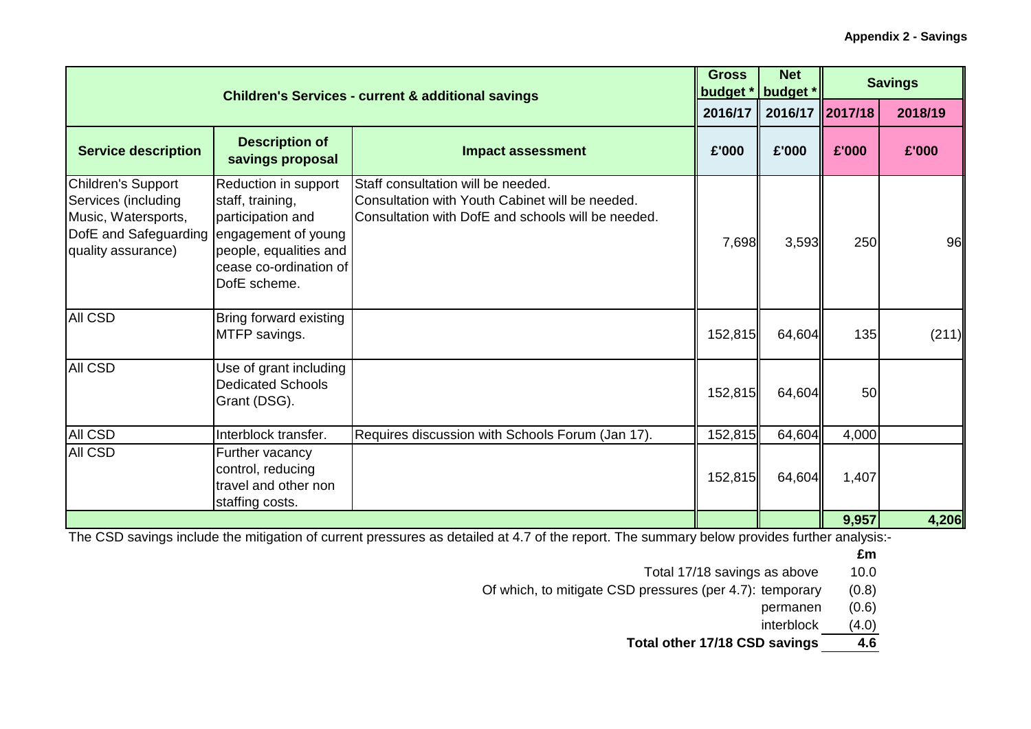**Appendix 2 - Savings**

| Children's Services - current & additional savings | | | Gross budget * | Net budget * | Savings | |
|---|---|---|---|---|---|---|
| | | | 2016/17 | 2016/17 | 2017/18 | 2018/19 |
| **Service description** | **Description of savings proposal** | **Impact assessment** | **£'000** | **£'000** | **£'000** | **£'000** |
| Children's Support Services (including Music, Watersports, DofE and Safeguarding quality assurance) | Reduction in support staff, training, participation and engagement of young people, equalities and cease co-ordination of DofE scheme. | Staff consultation will be needed. Consultation with Youth Cabinet will be needed. Consultation with DofE and schools will be needed. | 7,698 | 3,593 | 250 | 96 |
| All CSD | Bring forward existing MTFP savings. | | 152,815 | 64,604 | 135 | (211) |
| All CSD | Use of grant including Dedicated Schools Grant (DSG). | | 152,815 | 64,604 | 50 | |
| All CSD | Interblock transfer. | Requires discussion with Schools Forum (Jan 17). | 152,815 | 64,604 | 4,000 | |
| All CSD | Further vacancy control, reducing travel and other non staffing costs. | | 152,815 | 64,604 | 1,407 | |
| | | | | | **9,957** | **4,206** |

The CSD savings include the mitigation of current pressures as detailed at 4.7 of the report. The summary below provides further analysis:-

| | £m |
|---|---|
| Total 17/18 savings as above | 10.0 |
| Of which, to mitigate CSD pressures (per 4.7): temporary | (0.8) |
| permanen | (0.6) |
| interblock | (4.0) |
| **Total other 17/18 CSD savings** | **4.6** |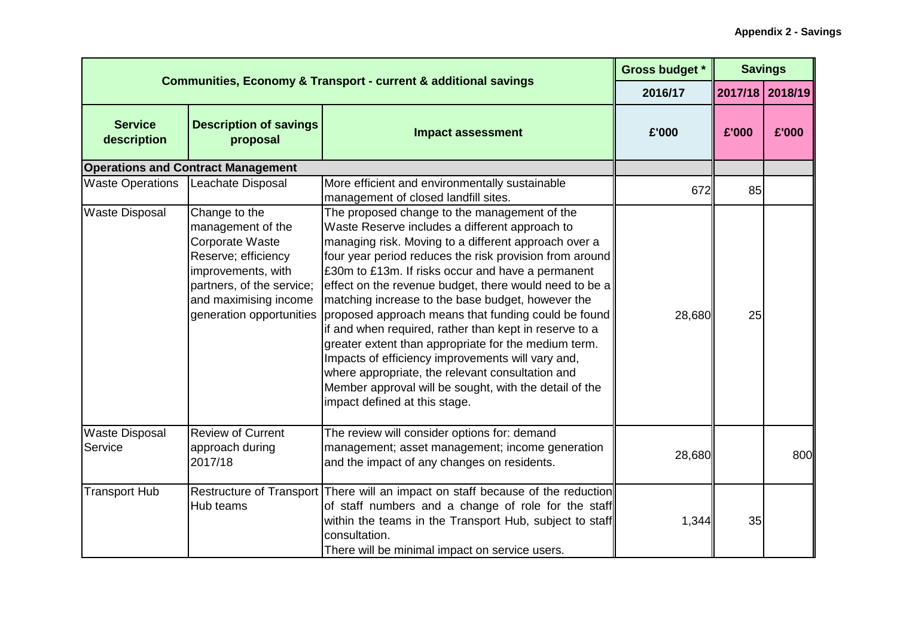**Appendix 2 - Savings**

| Communities, Economy & Transport - current & additional savings | | | Gross budget * | Savings | |
|---|---|---|---|---|---|
| | | | 2016/17 | 2017/18 | 2018/19 |
| **Service description** | **Description of savings proposal** | **Impact assessment** | **£'000** | **£'000** | **£'000** |
| **Operations and Contract Management** | | | | | |
| Waste Operations | Leachate Disposal | More efficient and environmentally sustainable management of closed landfill sites. | 672 | 85 | |
| Waste Disposal | Change to the management of the Corporate Waste Reserve; efficiency improvements, with partners, of the service; and maximising income generation opportunities | The proposed change to the management of the Waste Reserve includes a different approach to managing risk. Moving to a different approach over a four year period reduces the risk provision from around £30m to £13m. If risks occur and have a permanent effect on the revenue budget, there would need to be a matching increase to the base budget, however the proposed approach means that funding could be found if and when required, rather than kept in reserve to a greater extent than appropriate for the medium term. Impacts of efficiency improvements will vary and, where appropriate, the relevant consultation and Member approval will be sought, with the detail of the impact defined at this stage. | 28,680 | 25 | |
| Waste Disposal Service | Review of Current approach during 2017/18 | The review will consider options for: demand management; asset management; income generation and the impact of any changes on residents. | 28,680 | | 800 |
| Transport Hub | Restructure of Transport Hub teams | There will an impact on staff because of the reduction of staff numbers and a change of role for the staff within the teams in the Transport Hub, subject to staff consultation. There will be minimal impact on service users. | 1,344 | 35 | |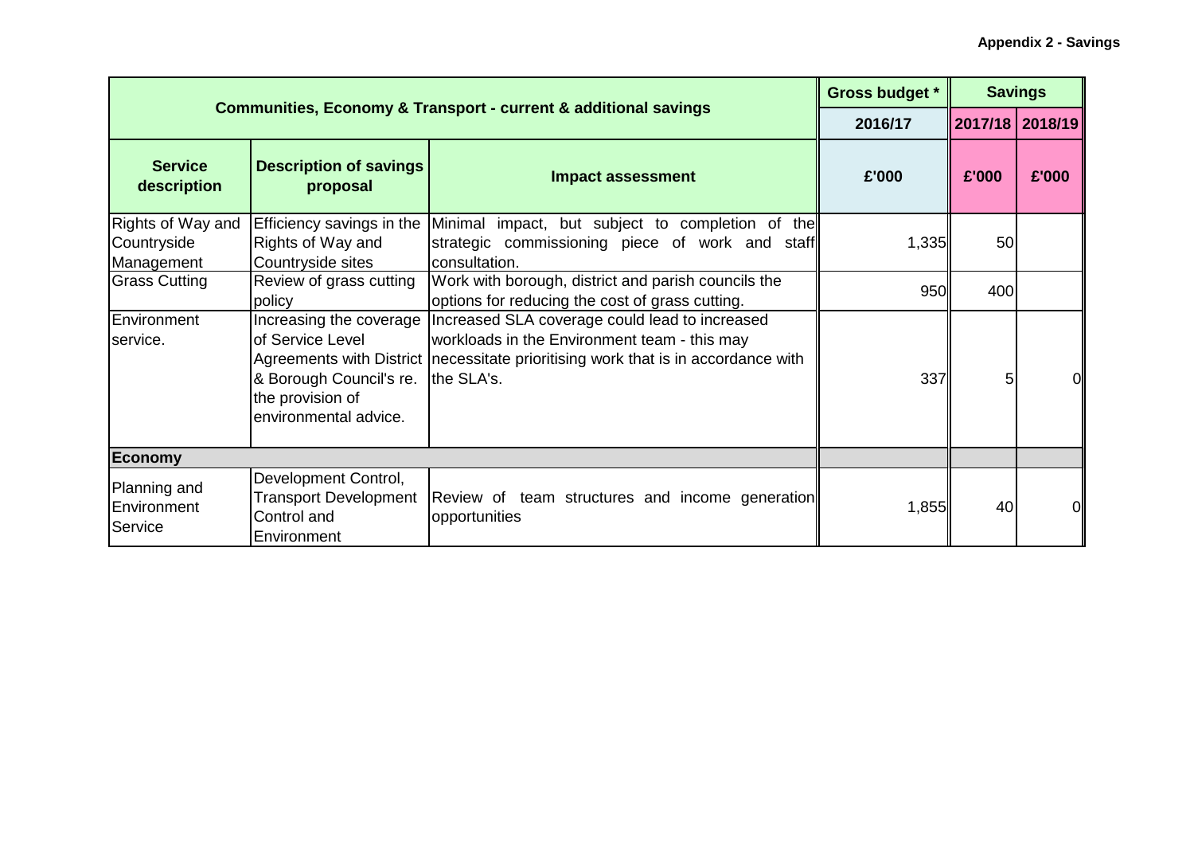**Appendix 2 - Savings**

| Communities, Economy & Transport - current & additional savings | | | Gross budget * | Savings | |
|---|---|---|---|---|---|
| | | | 2016/17 | 2017/18 | 2018/19 |
| **Service description** | **Description of savings proposal** | **Impact assessment** | **£'000** | **£'000** | **£'000** |
| Rights of Way and Countryside Management | Efficiency savings in the Rights of Way and Countryside sites | Minimal impact, but subject to completion of the strategic commissioning piece of work and staff consultation. | 1,335 | 50 | |
| Grass Cutting | Review of grass cutting policy | Work with borough, district and parish councils the options for reducing the cost of grass cutting. | 950 | 400 | |
| Environment service. | Increasing the coverage of Service Level Agreements with District & Borough Council's re. the provision of environmental advice. | Increased SLA coverage could lead to increased workloads in the Environment team - this may necessitate prioritising work that is in accordance with the SLA's. | 337 | 5 | 0 |
| **Economy** | | | | | |
| Planning and Environment Service | Development Control, Transport Development Control and Environment | Review of team structures and income generation opportunities | 1,855 | 40 | 0 |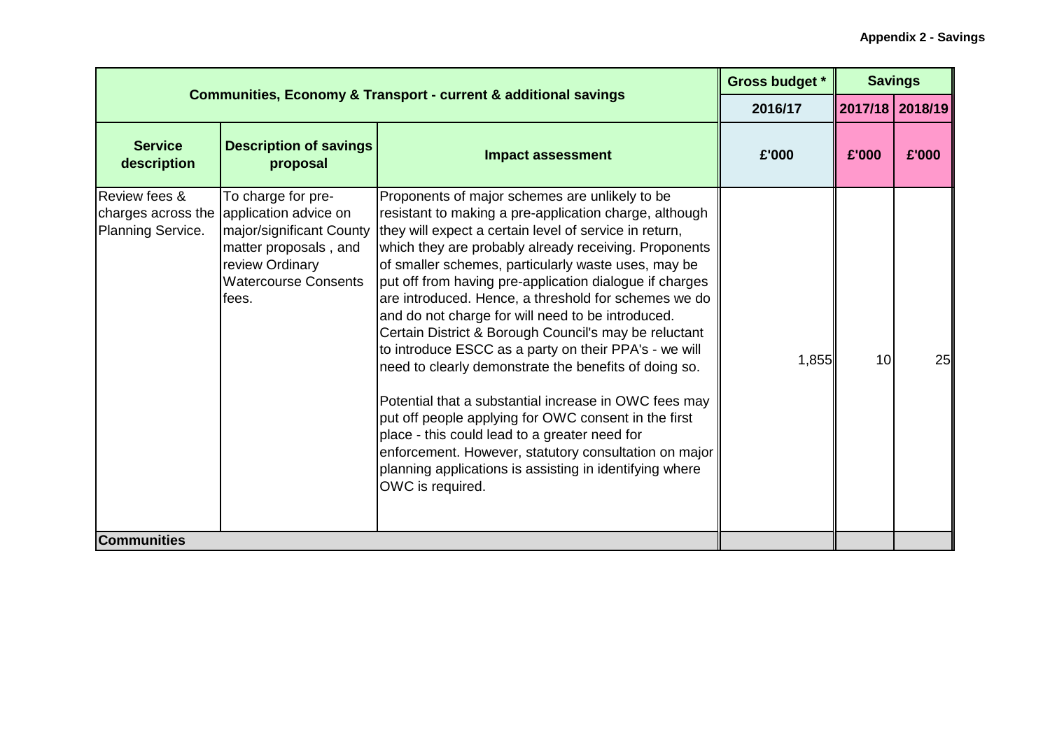**Appendix 2 - Savings**

| Communities, Economy & Transport - current & additional savings | | | Gross budget * | Savings | |
|---|---|---|---|---|---|
| | | | 2016/17 | 2017/18 | 2018/19 |
| Service description | Description of savings proposal | Impact assessment | £'000 | £'000 | £'000 |
| Review fees & charges across the Planning Service. | To charge for pre-application advice on major/significant County matter proposals , and review Ordinary Watercourse Consents fees. | Proponents of major schemes are unlikely to be resistant to making a pre-application charge, although they will expect a certain level of service in return, which they are probably already receiving. Proponents of smaller schemes, particularly waste uses, may be put off from having pre-application dialogue if charges are introduced. Hence, a threshold for schemes we do and do not charge for will need to be introduced. Certain District & Borough Council's may be reluctant to introduce ESCC as a party on their PPA's - we will need to clearly demonstrate the benefits of doing so.<br><br>Potential that a substantial increase in OWC fees may put off people applying for OWC consent in the first place - this could lead to a greater need for enforcement. However, statutory consultation on major planning applications is assisting in identifying where OWC is required. | 1,855 | 10 | 25 |
| **Communities** | | | | | |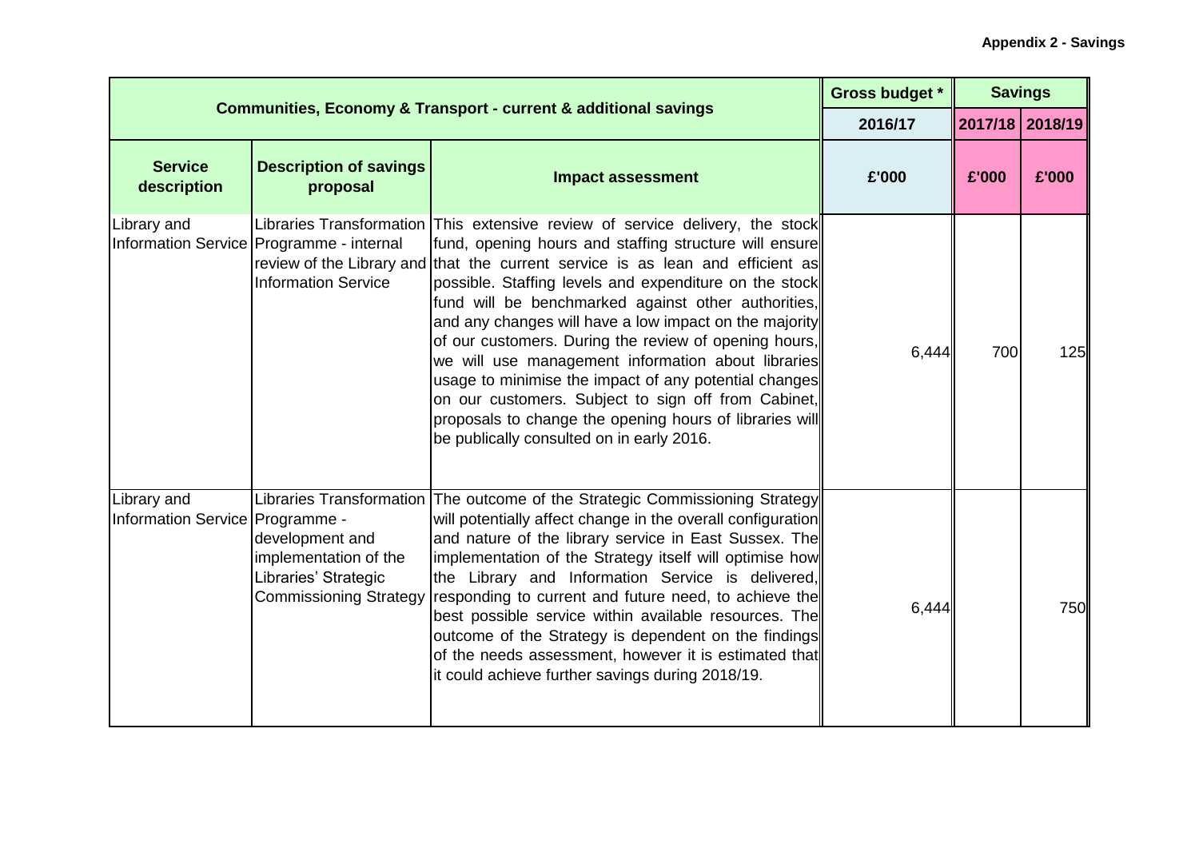**Appendix 2 - Savings**

| Communities, Economy & Transport - current & additional savings | | | Gross budget * | Savings | |
|---|---|---|---|---|---|
| | | | 2016/17 | 2017/18 | 2018/19 |
| **Service description** | **Description of savings proposal** | **Impact assessment** | **£'000** | **£'000** | **£'000** |
| Library and Information Service | Libraries Transformation Programme - internal review of the Library and Information Service | This extensive review of service delivery, the stock fund, opening hours and staffing structure will ensure that the current service is as lean and efficient as possible. Staffing levels and expenditure on the stock fund will be benchmarked against other authorities, and any changes will have a low impact on the majority of our customers. During the review of opening hours, we will use management information about libraries usage to minimise the impact of any potential changes on our customers. Subject to sign off from Cabinet, proposals to change the opening hours of libraries will be publically consulted on in early 2016. | 6,444 | 700 | 125 |
| Library and Information Service | Libraries Transformation Programme - development and implementation of the Libraries' Strategic Commissioning Strategy | The outcome of the Strategic Commissioning Strategy will potentially affect change in the overall configuration and nature of the library service in East Sussex. The implementation of the Strategy itself will optimise how the Library and Information Service is delivered, responding to current and future need, to achieve the best possible service within available resources. The outcome of the Strategy is dependent on the findings of the needs assessment, however it is estimated that it could achieve further savings during 2018/19. | 6,444 | | 750 |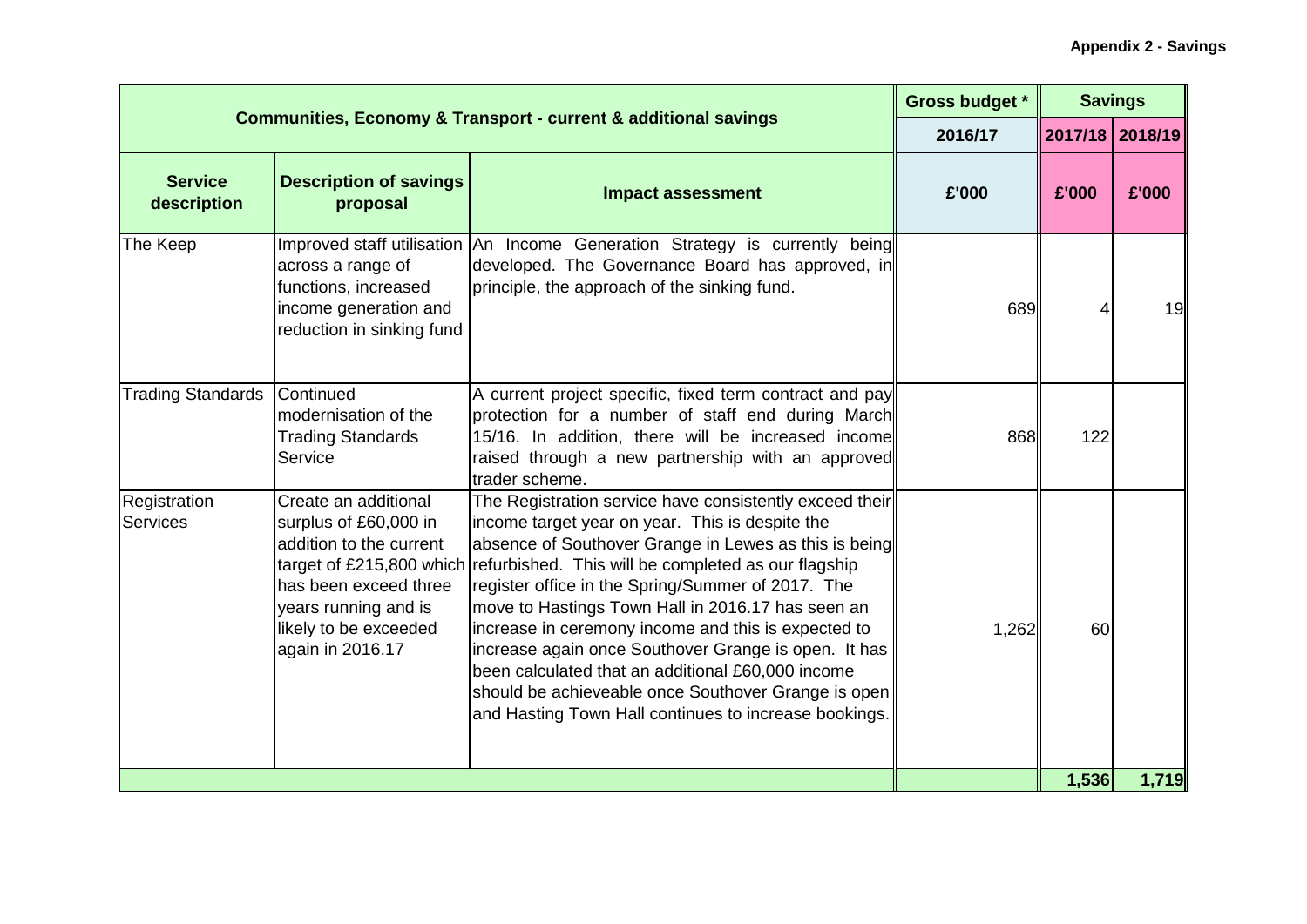**Appendix 2 - Savings**

| Communities, Economy & Transport - current & additional savings | | | Gross budget * | Savings | |
|---|---|---|---|---|---|
| | | | 2016/17 | 2017/18 | 2018/19 |
| **Service description** | **Description of savings proposal** | **Impact assessment** | **£'000** | **£'000** | **£'000** |
| The Keep | Improved staff utilisation across a range of functions, increased income generation and reduction in sinking fund | An Income Generation Strategy is currently being developed. The Governance Board has approved, in principle, the approach of the sinking fund. | 689 | 4 | 19 |
| Trading Standards | Continued modernisation of the Trading Standards Service | A current project specific, fixed term contract and pay protection for a number of staff end during March 15/16. In addition, there will be increased income raised through a new partnership with an approved trader scheme. | 868 | 122 | |
| Registration Services | Create an additional surplus of £60,000 in addition to the current target of £215,800 which has been exceed three years running and is likely to be exceeded again in 2016.17 | The Registration service have consistently exceed their income target year on year. This is despite the absence of Southover Grange in Lewes as this is being refurbished. This will be completed as our flagship register office in the Spring/Summer of 2017. The move to Hastings Town Hall in 2016.17 has seen an increase in ceremony income and this is expected to increase again once Southover Grange is open. It has been calculated that an additional £60,000 income should be achieveable once Southover Grange is open and Hasting Town Hall continues to increase bookings. | 1,262 | 60 | |
| | | | | **1,536** | **1,719** |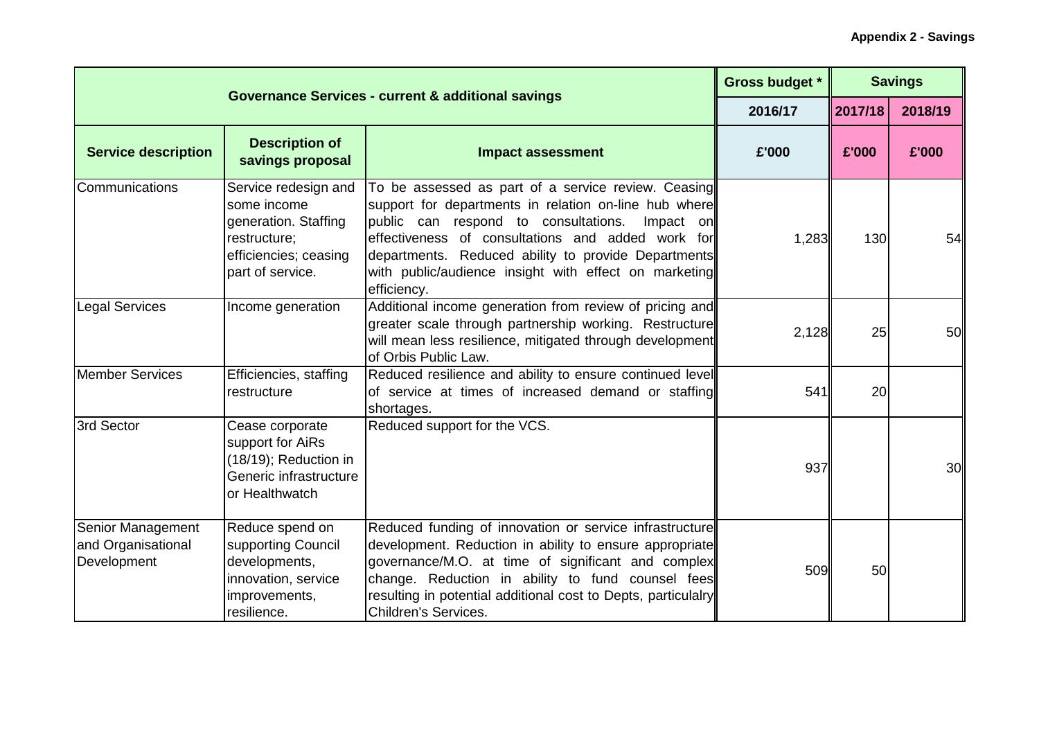**Appendix 2 - Savings**

| Governance Services - current & additional savings | | | Gross budget * | Savings | |
|---|---|---|---|---|---|
| | | | 2016/17 | 2017/18 | 2018/19 |
| **Service description** | **Description of savings proposal** | **Impact assessment** | **£'000** | **£'000** | **£'000** |
| Communications | Service redesign and some income generation. Staffing restructure; efficiencies; ceasing part of service. | To be assessed as part of a service review. Ceasing support for departments in relation on-line hub where public can respond to consultations. Impact on effectiveness of consultations and added work for departments. Reduced ability to provide Departments with public/audience insight with effect on marketing efficiency. | 1,283 | 130 | 54 |
| Legal Services | Income generation | Additional income generation from review of pricing and greater scale through partnership working. Restructure will mean less resilience, mitigated through development of Orbis Public Law. | 2,128 | 25 | 50 |
| Member Services | Efficiencies, staffing restructure | Reduced resilience and ability to ensure continued level of service at times of increased demand or staffing shortages. | 541 | 20 | |
| 3rd Sector | Cease corporate support for AiRs (18/19); Reduction in Generic infrastructure or Healthwatch | Reduced support for the VCS. | 937 | | 30 |
| Senior Management and Organisational Development | Reduce spend on supporting Council developments, innovation, service improvements, resilience. | Reduced funding of innovation or service infrastructure development. Reduction in ability to ensure appropriate governance/M.O. at time of significant and complex change. Reduction in ability to fund counsel fees resulting in potential additional cost to Depts, particulalry Children's Services. | 509 | 50 | |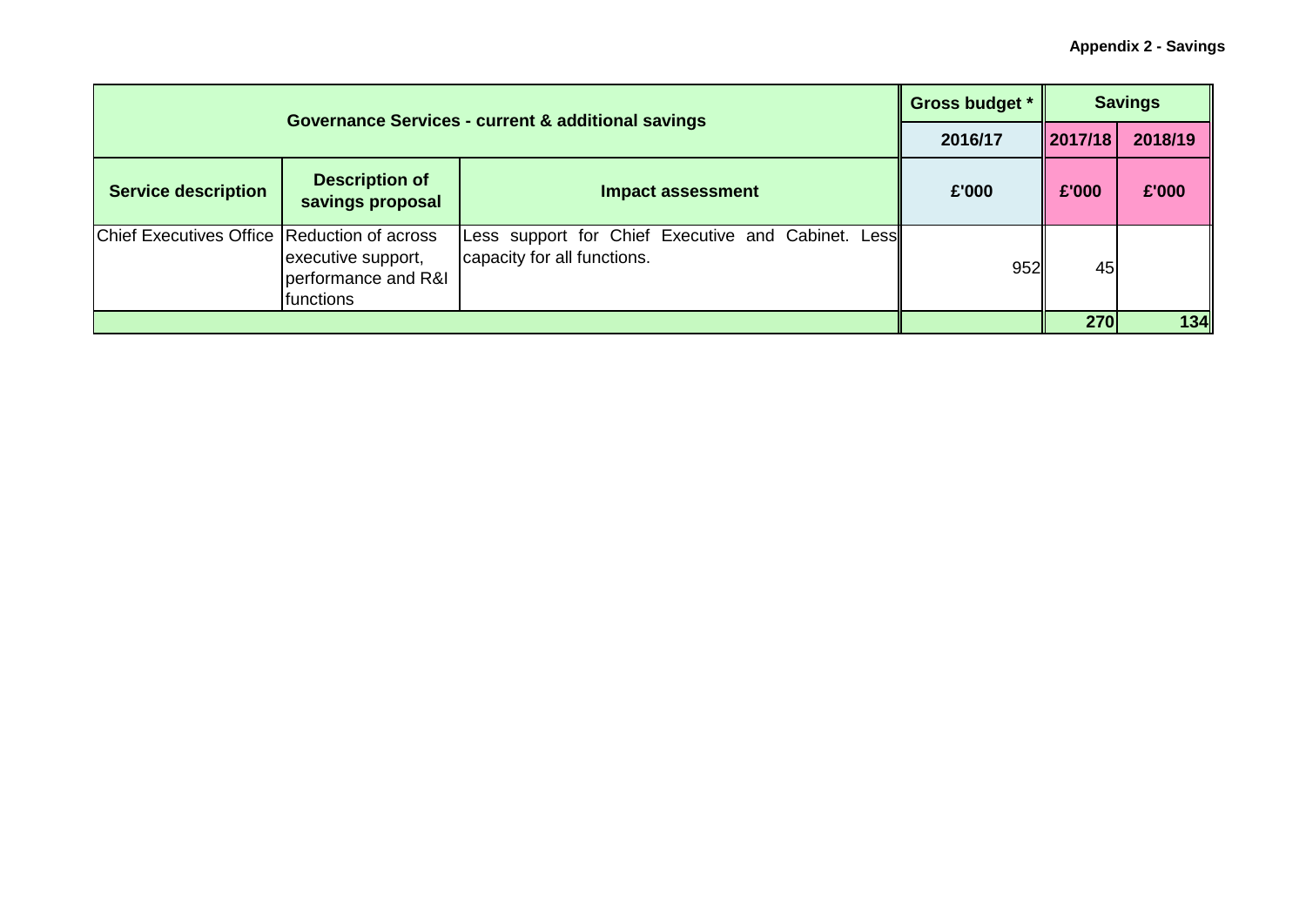**Appendix 2 - Savings**

| Governance Services - current & additional savings | | | Gross budget * | Savings | |
|---|---|---|---|---|---|
| | | | 2016/17 | 2017/18 | 2018/19 |
| **Service description** | **Description of savings proposal** | **Impact assessment** | **£'000** | **£'000** | **£'000** |
| Chief Executives Office | Reduction of across executive support, performance and R&I functions | Less support for Chief Executive and Cabinet. Less capacity for all functions. | 952 | 45 | |
| | | | | **270** | **134** |